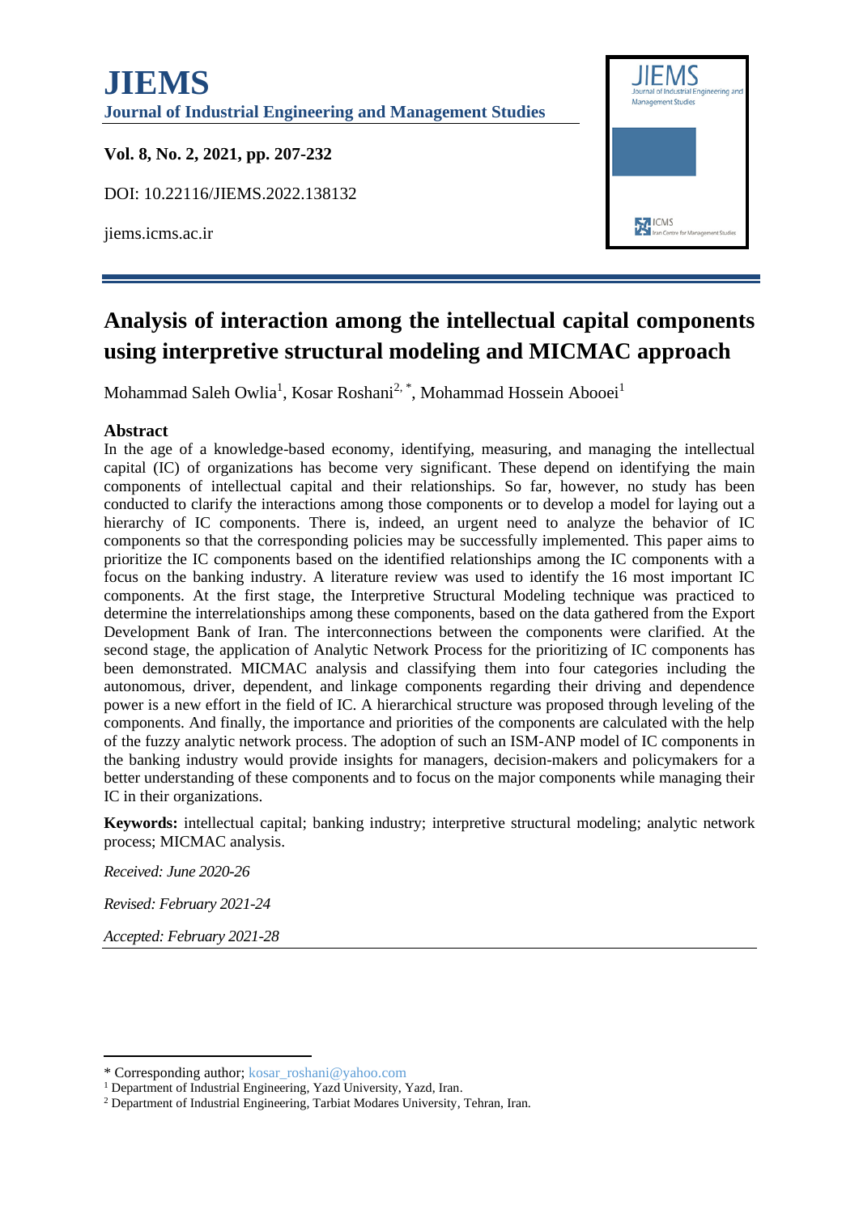# JIEMS

**Journal of Industrial Engineering and Management Studies**

**Vol. 8, No. 2, 2021, pp. 207-232**

DOI: 10.22116/JIEMS.2022.138132

jiems.icms.ac.ir

## Analysis of interaction among the intellectual capital components using interpretive structural modeling and MICMAC approach

Mohammad Saleh Owlia[1], Kosar Roshani[2, *], Mohammad Hossein Abooei[1]

### Abstract

In the age of a knowledge-based economy, identifying, measuring, and managing the intellectual capital (IC) of organizations has become very significant. These depend on identifying the main components of intellectual capital and their relationships. So far, however, no study has been conducted to clarify the interactions among those components or to develop a model for laying out a hierarchy of IC components. There is, indeed, an urgent need to analyze the behavior of IC components so that the corresponding policies may be successfully implemented. This paper aims to prioritize the IC components based on the identified relationships among the IC components with a focus on the banking industry. A literature review was used to identify the 16 most important IC components. At the first stage, the Interpretive Structural Modeling technique was practiced to determine the interrelationships among these components, based on the data gathered from the Export Development Bank of Iran. The interconnections between the components were clarified. At the second stage, the application of Analytic Network Process for the prioritizing of IC components has been demonstrated. MICMAC analysis and classifying them into four categories including the autonomous, driver, dependent, and linkage components regarding their driving and dependence power is a new effort in the field of IC. A hierarchical structure was proposed through leveling of the components. And finally, the importance and priorities of the components are calculated with the help of the fuzzy analytic network process. The adoption of such an ISM-ANP model of IC components in the banking industry would provide insights for managers, decision-makers and policymakers for a better understanding of these components and to focus on the major components while managing their IC in their organizations.

**Keywords:** intellectual capital; banking industry; interpretive structural modeling; analytic network process; MICMAC analysis.

*Received: June 2020-26*

*Revised: February 2021-24*

*Accepted: February 2021-28*

---

* Corresponding author; kosar_roshani@yahoo.com

[1] Department of Industrial Engineering, Yazd University, Yazd, Iran.

[2] Department of Industrial Engineering, Tarbiat Modares University, Tehran, Iran.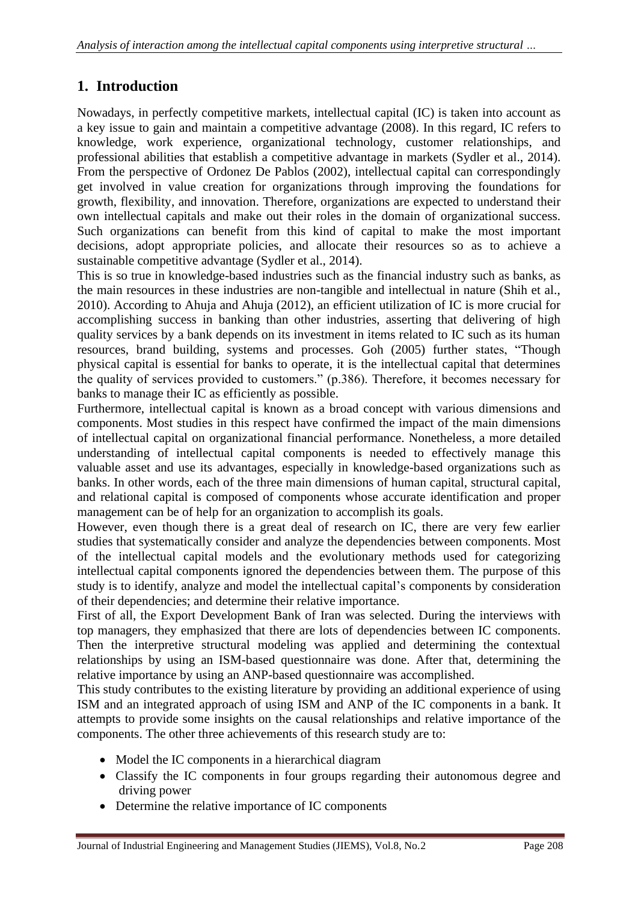## 1. Introduction

Nowadays, in perfectly competitive markets, intellectual capital (IC) is taken into account as a key issue to gain and maintain a competitive advantage (2008). In this regard, IC refers to knowledge, work experience, organizational technology, customer relationships, and professional abilities that establish a competitive advantage in markets (Sydler et al., 2014). From the perspective of Ordonez De Pablos (2002), intellectual capital can correspondingly get involved in value creation for organizations through improving the foundations for growth, flexibility, and innovation. Therefore, organizations are expected to understand their own intellectual capitals and make out their roles in the domain of organizational success. Such organizations can benefit from this kind of capital to make the most important decisions, adopt appropriate policies, and allocate their resources so as to achieve a sustainable competitive advantage (Sydler et al., 2014).

This is so true in knowledge-based industries such as the financial industry such as banks, as the main resources in these industries are non-tangible and intellectual in nature (Shih et al., 2010). According to Ahuja and Ahuja (2012), an efficient utilization of IC is more crucial for accomplishing success in banking than other industries, asserting that delivering of high quality services by a bank depends on its investment in items related to IC such as its human resources, brand building, systems and processes. Goh (2005) further states, "Though physical capital is essential for banks to operate, it is the intellectual capital that determines the quality of services provided to customers." (p.386). Therefore, it becomes necessary for banks to manage their IC as efficiently as possible.

Furthermore, intellectual capital is known as a broad concept with various dimensions and components. Most studies in this respect have confirmed the impact of the main dimensions of intellectual capital on organizational financial performance. Nonetheless, a more detailed understanding of intellectual capital components is needed to effectively manage this valuable asset and use its advantages, especially in knowledge-based organizations such as banks. In other words, each of the three main dimensions of human capital, structural capital, and relational capital is composed of components whose accurate identification and proper management can be of help for an organization to accomplish its goals.

However, even though there is a great deal of research on IC, there are very few earlier studies that systematically consider and analyze the dependencies between components. Most of the intellectual capital models and the evolutionary methods used for categorizing intellectual capital components ignored the dependencies between them. The purpose of this study is to identify, analyze and model the intellectual capital's components by consideration of their dependencies; and determine their relative importance.

First of all, the Export Development Bank of Iran was selected. During the interviews with top managers, they emphasized that there are lots of dependencies between IC components. Then the interpretive structural modeling was applied and determining the contextual relationships by using an ISM-based questionnaire was done. After that, determining the relative importance by using an ANP-based questionnaire was accomplished.

This study contributes to the existing literature by providing an additional experience of using ISM and an integrated approach of using ISM and ANP of the IC components in a bank. It attempts to provide some insights on the causal relationships and relative importance of the components. The other three achievements of this research study are to:

- Model the IC components in a hierarchical diagram
- Classify the IC components in four groups regarding their autonomous degree and driving power
- Determine the relative importance of IC components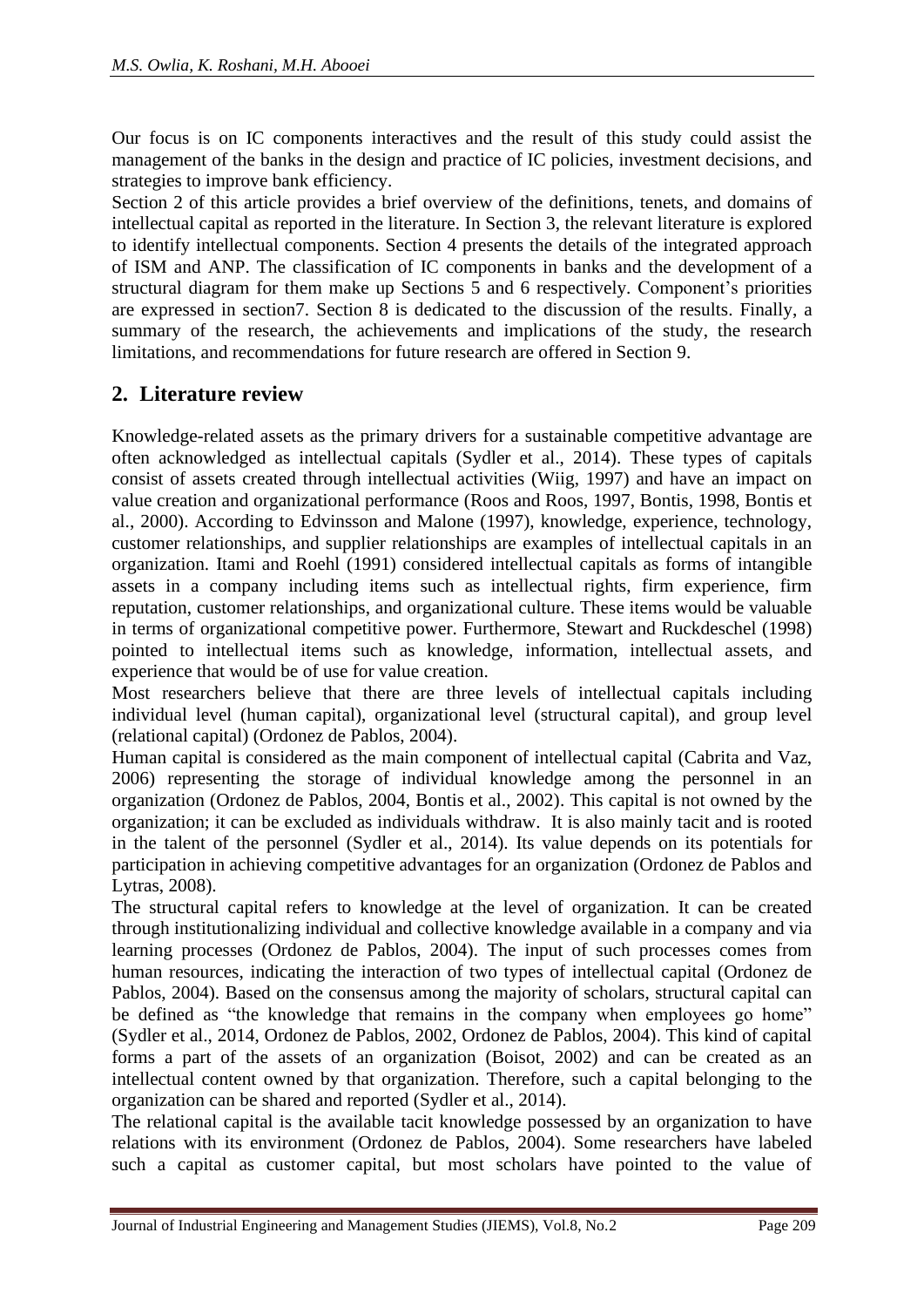Our focus is on IC components interactives and the result of this study could assist the management of the banks in the design and practice of IC policies, investment decisions, and strategies to improve bank efficiency.

Section 2 of this article provides a brief overview of the definitions, tenets, and domains of intellectual capital as reported in the literature. In Section 3, the relevant literature is explored to identify intellectual components. Section 4 presents the details of the integrated approach of ISM and ANP. The classification of IC components in banks and the development of a structural diagram for them make up Sections 5 and 6 respectively. Component's priorities are expressed in section7. Section 8 is dedicated to the discussion of the results. Finally, a summary of the research, the achievements and implications of the study, the research limitations, and recommendations for future research are offered in Section 9.

## 2. Literature review

Knowledge-related assets as the primary drivers for a sustainable competitive advantage are often acknowledged as intellectual capitals (Sydler et al., 2014). These types of capitals consist of assets created through intellectual activities (Wiig, 1997) and have an impact on value creation and organizational performance (Roos and Roos, 1997, Bontis, 1998, Bontis et al., 2000). According to Edvinsson and Malone (1997), knowledge, experience, technology, customer relationships, and supplier relationships are examples of intellectual capitals in an organization. Itami and Roehl (1991) considered intellectual capitals as forms of intangible assets in a company including items such as intellectual rights, firm experience, firm reputation, customer relationships, and organizational culture. These items would be valuable in terms of organizational competitive power. Furthermore, Stewart and Ruckdeschel (1998) pointed to intellectual items such as knowledge, information, intellectual assets, and experience that would be of use for value creation.

Most researchers believe that there are three levels of intellectual capitals including individual level (human capital), organizational level (structural capital), and group level (relational capital) (Ordonez de Pablos, 2004).

Human capital is considered as the main component of intellectual capital (Cabrita and Vaz, 2006) representing the storage of individual knowledge among the personnel in an organization (Ordonez de Pablos, 2004, Bontis et al., 2002). This capital is not owned by the organization; it can be excluded as individuals withdraw. It is also mainly tacit and is rooted in the talent of the personnel (Sydler et al., 2014). Its value depends on its potentials for participation in achieving competitive advantages for an organization (Ordonez de Pablos and Lytras, 2008).

The structural capital refers to knowledge at the level of organization. It can be created through institutionalizing individual and collective knowledge available in a company and via learning processes (Ordonez de Pablos, 2004). The input of such processes comes from human resources, indicating the interaction of two types of intellectual capital (Ordonez de Pablos, 2004). Based on the consensus among the majority of scholars, structural capital can be defined as "the knowledge that remains in the company when employees go home" (Sydler et al., 2014, Ordonez de Pablos, 2002, Ordonez de Pablos, 2004). This kind of capital forms a part of the assets of an organization (Boisot, 2002) and can be created as an intellectual content owned by that organization. Therefore, such a capital belonging to the organization can be shared and reported (Sydler et al., 2014).

The relational capital is the available tacit knowledge possessed by an organization to have relations with its environment (Ordonez de Pablos, 2004). Some researchers have labeled such a capital as customer capital, but most scholars have pointed to the value of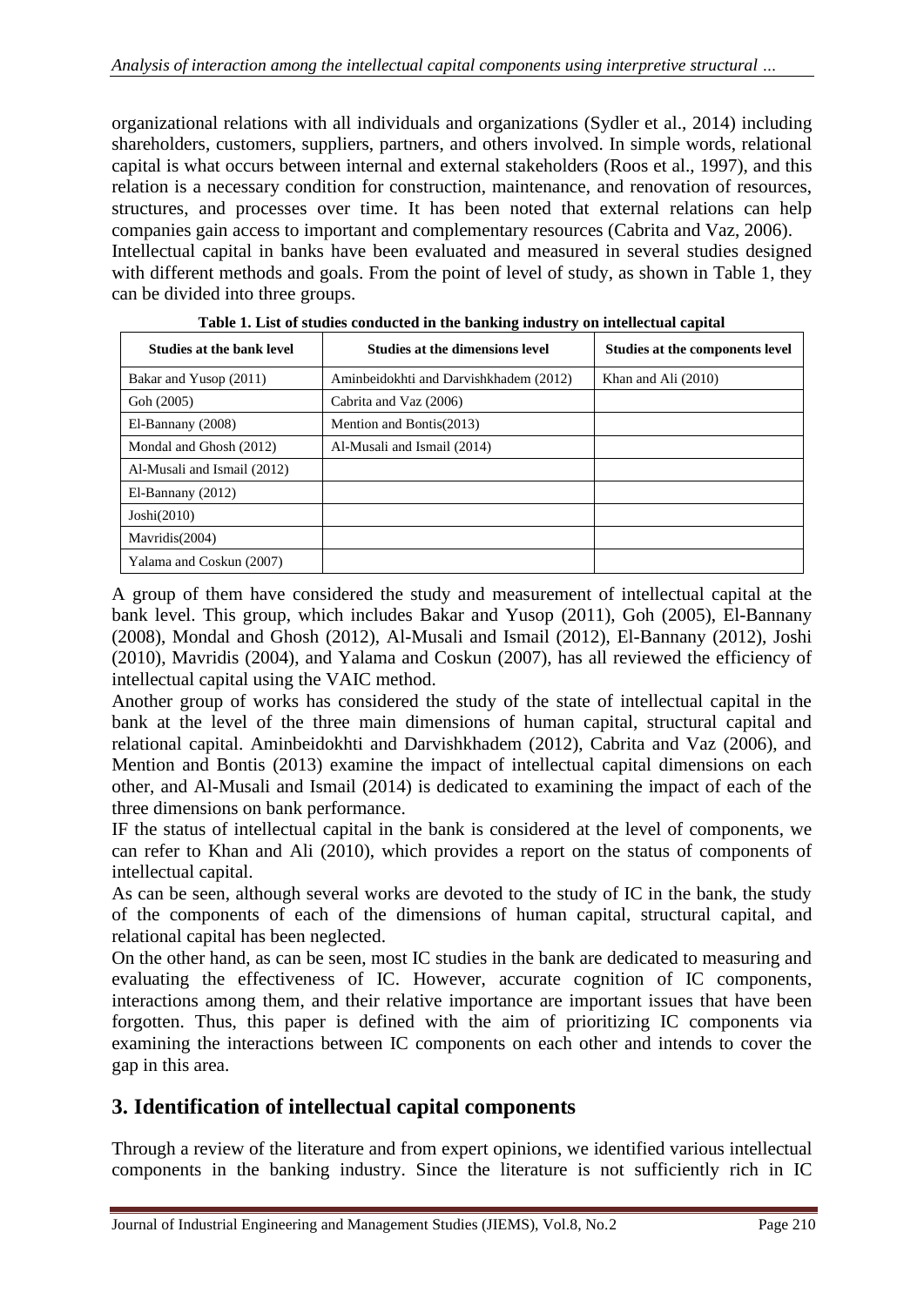organizational relations with all individuals and organizations (Sydler et al., 2014) including shareholders, customers, suppliers, partners, and others involved. In simple words, relational capital is what occurs between internal and external stakeholders (Roos et al., 1997), and this relation is a necessary condition for construction, maintenance, and renovation of resources, structures, and processes over time. It has been noted that external relations can help companies gain access to important and complementary resources (Cabrita and Vaz, 2006).

Intellectual capital in banks have been evaluated and measured in several studies designed with different methods and goals. From the point of level of study, as shown in Table 1, they can be divided into three groups.

**Table 1. List of studies conducted in the banking industry on intellectual capital**

| Studies at the bank level | Studies at the dimensions level | Studies at the components level |
|---|---|---|
| Bakar and Yusop (2011) | Aminbeidokhti and Darvishkhadem (2012) | Khan and Ali (2010) |
| Goh (2005) | Cabrita and Vaz (2006) | |
| El-Bannany (2008) | Mention and Bontis(2013) | |
| Mondal and Ghosh (2012) | Al-Musali and Ismail (2014) | |
| Al-Musali and Ismail (2012) | | |
| El-Bannany (2012) | | |
| Joshi(2010) | | |
| Mavridis(2004) | | |
| Yalama and Coskun (2007) | | |

A group of them have considered the study and measurement of intellectual capital at the bank level. This group, which includes Bakar and Yusop (2011), Goh (2005), El-Bannany (2008), Mondal and Ghosh (2012), Al-Musali and Ismail (2012), El-Bannany (2012), Joshi (2010), Mavridis (2004), and Yalama and Coskun (2007), has all reviewed the efficiency of intellectual capital using the VAIC method.

Another group of works has considered the study of the state of intellectual capital in the bank at the level of the three main dimensions of human capital, structural capital and relational capital. Aminbeidokhti and Darvishkhadem (2012), Cabrita and Vaz (2006), and Mention and Bontis (2013) examine the impact of intellectual capital dimensions on each other, and Al-Musali and Ismail (2014) is dedicated to examining the impact of each of the three dimensions on bank performance.

IF the status of intellectual capital in the bank is considered at the level of components, we can refer to Khan and Ali (2010), which provides a report on the status of components of intellectual capital.

As can be seen, although several works are devoted to the study of IC in the bank, the study of the components of each of the dimensions of human capital, structural capital, and relational capital has been neglected.

On the other hand, as can be seen, most IC studies in the bank are dedicated to measuring and evaluating the effectiveness of IC. However, accurate cognition of IC components, interactions among them, and their relative importance are important issues that have been forgotten. Thus, this paper is defined with the aim of prioritizing IC components via examining the interactions between IC components on each other and intends to cover the gap in this area.

## 3. Identification of intellectual capital components

Through a review of the literature and from expert opinions, we identified various intellectual components in the banking industry. Since the literature is not sufficiently rich in IC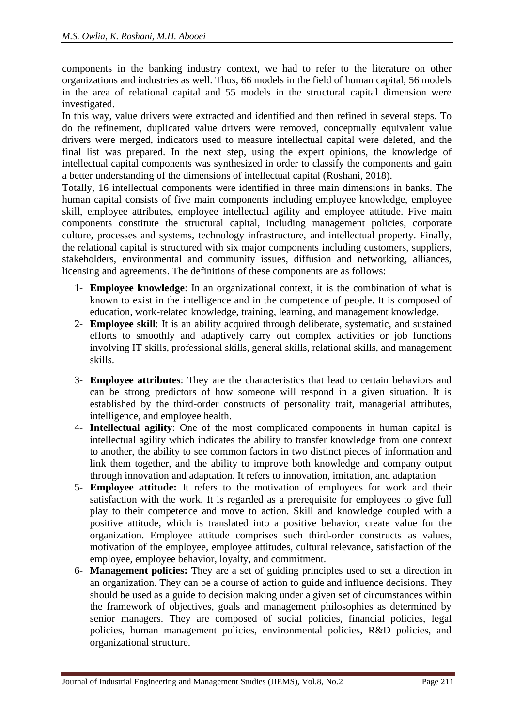components in the banking industry context, we had to refer to the literature on other organizations and industries as well. Thus, 66 models in the field of human capital, 56 models in the area of relational capital and 55 models in the structural capital dimension were investigated.

In this way, value drivers were extracted and identified and then refined in several steps. To do the refinement, duplicated value drivers were removed, conceptually equivalent value drivers were merged, indicators used to measure intellectual capital were deleted, and the final list was prepared. In the next step, using the expert opinions, the knowledge of intellectual capital components was synthesized in order to classify the components and gain a better understanding of the dimensions of intellectual capital (Roshani, 2018).

Totally, 16 intellectual components were identified in three main dimensions in banks. The human capital consists of five main components including employee knowledge, employee skill, employee attributes, employee intellectual agility and employee attitude. Five main components constitute the structural capital, including management policies, corporate culture, processes and systems, technology infrastructure, and intellectual property. Finally, the relational capital is structured with six major components including customers, suppliers, stakeholders, environmental and community issues, diffusion and networking, alliances, licensing and agreements. The definitions of these components are as follows:

1- **Employee knowledge**: In an organizational context, it is the combination of what is known to exist in the intelligence and in the competence of people. It is composed of education, work-related knowledge, training, learning, and management knowledge.

2- **Employee skill**: It is an ability acquired through deliberate, systematic, and sustained efforts to smoothly and adaptively carry out complex activities or job functions involving IT skills, professional skills, general skills, relational skills, and management skills.

3- **Employee attributes**: They are the characteristics that lead to certain behaviors and can be strong predictors of how someone will respond in a given situation. It is established by the third-order constructs of personality trait, managerial attributes, intelligence, and employee health.

4- **Intellectual agility**: One of the most complicated components in human capital is intellectual agility which indicates the ability to transfer knowledge from one context to another, the ability to see common factors in two distinct pieces of information and link them together, and the ability to improve both knowledge and company output through innovation and adaptation. It refers to innovation, imitation, and adaptation

5- **Employee attitude:** It refers to the motivation of employees for work and their satisfaction with the work. It is regarded as a prerequisite for employees to give full play to their competence and move to action. Skill and knowledge coupled with a positive attitude, which is translated into a positive behavior, create value for the organization. Employee attitude comprises such third-order constructs as values, motivation of the employee, employee attitudes, cultural relevance, satisfaction of the employee, employee behavior, loyalty, and commitment.

6- **Management policies:** They are a set of guiding principles used to set a direction in an organization. They can be a course of action to guide and influence decisions. They should be used as a guide to decision making under a given set of circumstances within the framework of objectives, goals and management philosophies as determined by senior managers. They are composed of social policies, financial policies, legal policies, human management policies, environmental policies, R&D policies, and organizational structure.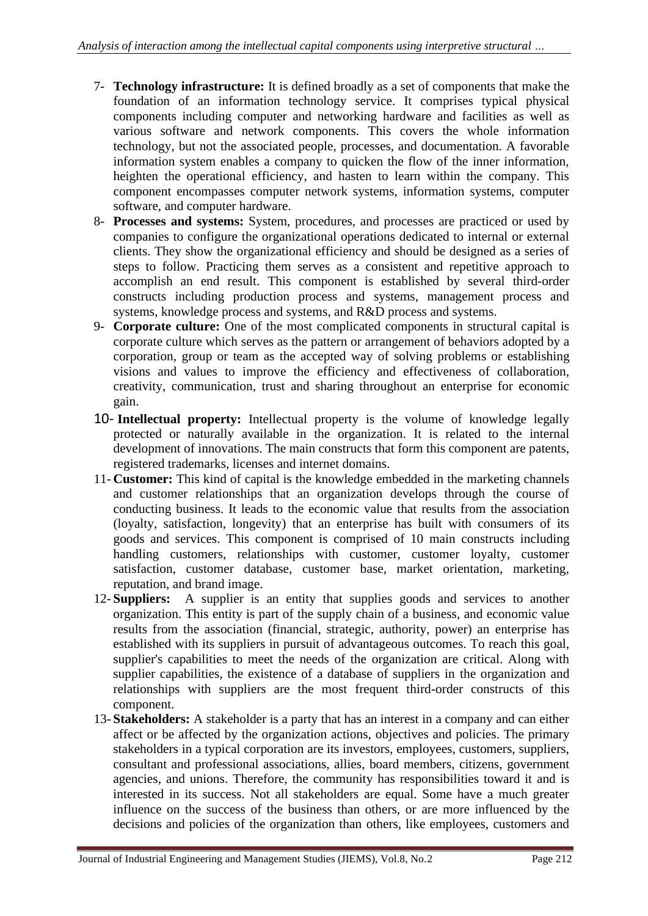7- **Technology infrastructure:** It is defined broadly as a set of components that make the foundation of an information technology service. It comprises typical physical components including computer and networking hardware and facilities as well as various software and network components. This covers the whole information technology, but not the associated people, processes, and documentation. A favorable information system enables a company to quicken the flow of the inner information, heighten the operational efficiency, and hasten to learn within the company. This component encompasses computer network systems, information systems, computer software, and computer hardware.

8- **Processes and systems:** System, procedures, and processes are practiced or used by companies to configure the organizational operations dedicated to internal or external clients. They show the organizational efficiency and should be designed as a series of steps to follow. Practicing them serves as a consistent and repetitive approach to accomplish an end result. This component is established by several third-order constructs including production process and systems, management process and systems, knowledge process and systems, and R&D process and systems.

9- **Corporate culture:** One of the most complicated components in structural capital is corporate culture which serves as the pattern or arrangement of behaviors adopted by a corporation, group or team as the accepted way of solving problems or establishing visions and values to improve the efficiency and effectiveness of collaboration, creativity, communication, trust and sharing throughout an enterprise for economic gain.

10- **Intellectual property:** Intellectual property is the volume of knowledge legally protected or naturally available in the organization. It is related to the internal development of innovations. The main constructs that form this component are patents, registered trademarks, licenses and internet domains.

11- **Customer:** This kind of capital is the knowledge embedded in the marketing channels and customer relationships that an organization develops through the course of conducting business. It leads to the economic value that results from the association (loyalty, satisfaction, longevity) that an enterprise has built with consumers of its goods and services. This component is comprised of 10 main constructs including handling customers, relationships with customer, customer loyalty, customer satisfaction, customer database, customer base, market orientation, marketing, reputation, and brand image.

12- **Suppliers:** A supplier is an entity that supplies goods and services to another organization. This entity is part of the supply chain of a business, and economic value results from the association (financial, strategic, authority, power) an enterprise has established with its suppliers in pursuit of advantageous outcomes. To reach this goal, supplier's capabilities to meet the needs of the organization are critical. Along with supplier capabilities, the existence of a database of suppliers in the organization and relationships with suppliers are the most frequent third-order constructs of this component.

13- **Stakeholders:** A stakeholder is a party that has an interest in a company and can either affect or be affected by the organization actions, objectives and policies. The primary stakeholders in a typical corporation are its investors, employees, customers, suppliers, consultant and professional associations, allies, board members, citizens, government agencies, and unions. Therefore, the community has responsibilities toward it and is interested in its success. Not all stakeholders are equal. Some have a much greater influence on the success of the business than others, or are more influenced by the decisions and policies of the organization than others, like employees, customers and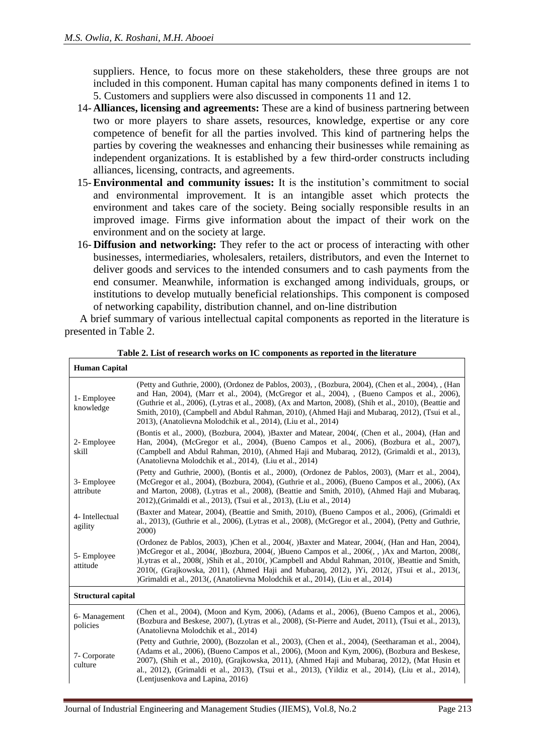suppliers. Hence, to focus more on these stakeholders, these three groups are not included in this component. Human capital has many components defined in items 1 to 5. Customers and suppliers were also discussed in components 11 and 12.

14- **Alliances, licensing and agreements:** These are a kind of business partnering between two or more players to share assets, resources, knowledge, expertise or any core competence of benefit for all the parties involved. This kind of partnering helps the parties by covering the weaknesses and enhancing their businesses while remaining as independent organizations. It is established by a few third-order constructs including alliances, licensing, contracts, and agreements.

15- **Environmental and community issues:** It is the institution's commitment to social and environmental improvement. It is an intangible asset which protects the environment and takes care of the society. Being socially responsible results in an improved image. Firms give information about the impact of their work on the environment and on the society at large.

16- **Diffusion and networking:** They refer to the act or process of interacting with other businesses, intermediaries, wholesalers, retailers, distributors, and even the Internet to deliver goods and services to the intended consumers and to cash payments from the end consumer. Meanwhile, information is exchanged among individuals, groups, or institutions to develop mutually beneficial relationships. This component is composed of networking capability, distribution channel, and on-line distribution

A brief summary of various intellectual capital components as reported in the literature is presented in Table 2.

**Table 2. List of research works on IC components as reported in the literature**

| **Human Capital** | |
|---|---|
| 1- Employee knowledge | (Petty and Guthrie, 2000), (Ordonez de Pablos, 2003), , (Bozbura, 2004), (Chen et al., 2004), , (Han and Han, 2004), (Marr et al., 2004), (McGregor et al., 2004), , (Bueno Campos et al., 2006), (Guthrie et al., 2006), (Lytras et al., 2008), (Ax and Marton, 2008), (Shih et al., 2010), (Beattie and Smith, 2010), (Campbell and Abdul Rahman, 2010), (Ahmed Haji and Mubaraq, 2012), (Tsui et al., 2013), (Anatolievna Molodchik et al., 2014), (Liu et al., 2014) |
| 2- Employee skill | (Bontis et al., 2000), (Bozbura, 2004), )Baxter and Matear, 2004(, (Chen et al., 2004), (Han and Han, 2004), (McGregor et al., 2004), (Bueno Campos et al., 2006), (Bozbura et al., 2007), (Campbell and Abdul Rahman, 2010), (Ahmed Haji and Mubaraq, 2012), (Grimaldi et al., 2013), (Anatolievna Molodchik et al., 2014), (Liu et al., 2014) |
| 3- Employee attribute | (Petty and Guthrie, 2000), (Bontis et al., 2000), (Ordonez de Pablos, 2003), (Marr et al., 2004), (McGregor et al., 2004), (Bozbura, 2004), (Guthrie et al., 2006), (Bueno Campos et al., 2006), (Ax and Marton, 2008), (Lytras et al., 2008), (Beattie and Smith, 2010), (Ahmed Haji and Mubaraq, 2012),(Grimaldi et al., 2013), (Tsui et al., 2013), (Liu et al., 2014) |
| 4- Intellectual agility | (Baxter and Matear, 2004), (Beattie and Smith, 2010), (Bueno Campos et al., 2006), (Grimaldi et al., 2013), (Guthrie et al., 2006), (Lytras et al., 2008), (McGregor et al., 2004), (Petty and Guthrie, 2000) |
| 5- Employee attitude | (Ordonez de Pablos, 2003), )Chen et al., 2004(, )Baxter and Matear, 2004(, (Han and Han, 2004), )McGregor et al., 2004(, )Bozbura, 2004(, )Bueno Campos et al., 2006(, , )Ax and Marton, 2008(, )Lytras et al., 2008(, )Shih et al., 2010(, )Campbell and Abdul Rahman, 2010(, )Beattie and Smith, 2010(, (Grajkowska, 2011), (Ahmed Haji and Mubaraq, 2012), )Yi, 2012(, )Tsui et al., 2013(, )Grimaldi et al., 2013(, (Anatolievna Molodchik et al., 2014), (Liu et al., 2014) |
| **Structural capital** | |
| 6- Management policies | (Chen et al., 2004), (Moon and Kym, 2006), (Adams et al., 2006), (Bueno Campos et al., 2006), (Bozbura and Beskese, 2007), (Lytras et al., 2008), (St-Pierre and Audet, 2011), (Tsui et al., 2013), (Anatolievna Molodchik et al., 2014) |
| 7- Corporate culture | (Petty and Guthrie, 2000), (Bozzolan et al., 2003), (Chen et al., 2004), (Seetharaman et al., 2004), (Adams et al., 2006), (Bueno Campos et al., 2006), (Moon and Kym, 2006), (Bozbura and Beskese, 2007), (Shih et al., 2010), (Grajkowska, 2011), (Ahmed Haji and Mubaraq, 2012), (Mat Husin et al., 2012), (Grimaldi et al., 2013), (Tsui et al., 2013), (Yildiz et al., 2014), (Liu et al., 2014), (Lentjusenkova and Lapina, 2016) |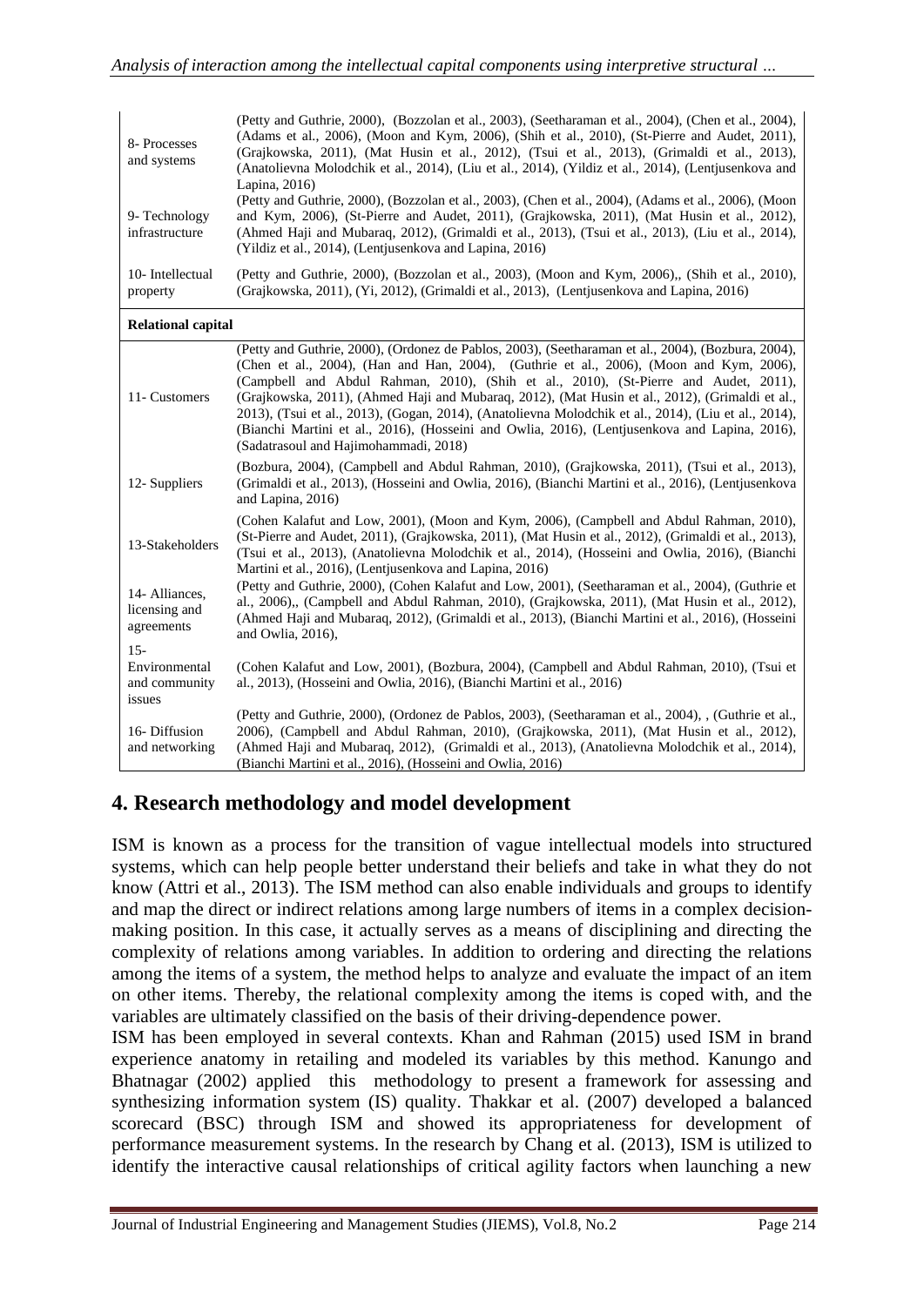| | |
|---|---|
| 8- Processes and systems | (Petty and Guthrie, 2000), (Bozzolan et al., 2003), (Seetharaman et al., 2004), (Chen et al., 2004), (Adams et al., 2006), (Moon and Kym, 2006), (Shih et al., 2010), (St-Pierre and Audet, 2011), (Grajkowska, 2011), (Mat Husin et al., 2012), (Tsui et al., 2013), (Grimaldi et al., 2013), (Anatolievna Molodchik et al., 2014), (Liu et al., 2014), (Yildiz et al., 2014), (Lentjusenkova and Lapina, 2016) |
| 9- Technology infrastructure | (Petty and Guthrie, 2000), (Bozzolan et al., 2003), (Chen et al., 2004), (Adams et al., 2006), (Moon and Kym, 2006), (St-Pierre and Audet, 2011), (Grajkowska, 2011), (Mat Husin et al., 2012), (Ahmed Haji and Mubaraq, 2012), (Grimaldi et al., 2013), (Tsui et al., 2013), (Liu et al., 2014), (Yildiz et al., 2014), (Lentjusenkova and Lapina, 2016) |
| 10- Intellectual property | (Petty and Guthrie, 2000), (Bozzolan et al., 2003), (Moon and Kym, 2006),, (Shih et al., 2010), (Grajkowska, 2011), (Yi, 2012), (Grimaldi et al., 2013), (Lentjusenkova and Lapina, 2016) |
| **Relational capital** | |
| 11- Customers | (Petty and Guthrie, 2000), (Ordonez de Pablos, 2003), (Seetharaman et al., 2004), (Bozbura, 2004), (Chen et al., 2004), (Han and Han, 2004), (Guthrie et al., 2006), (Moon and Kym, 2006), (Campbell and Abdul Rahman, 2010), (Shih et al., 2010), (St-Pierre and Audet, 2011), (Grajkowska, 2011), (Ahmed Haji and Mubaraq, 2012), (Mat Husin et al., 2012), (Grimaldi et al., 2013), (Tsui et al., 2013), (Gogan, 2014), (Anatolievna Molodchik et al., 2014), (Liu et al., 2014), (Bianchi Martini et al., 2016), (Hosseini and Owlia, 2016), (Lentjusenkova and Lapina, 2016), (Sadatrasoul and Hajimohammadi, 2018) |
| 12- Suppliers | (Bozbura, 2004), (Campbell and Abdul Rahman, 2010), (Grajkowska, 2011), (Tsui et al., 2013), (Grimaldi et al., 2013), (Hosseini and Owlia, 2016), (Bianchi Martini et al., 2016), (Lentjusenkova and Lapina, 2016) |
| 13-Stakeholders | (Cohen Kalafut and Low, 2001), (Moon and Kym, 2006), (Campbell and Abdul Rahman, 2010), (St-Pierre and Audet, 2011), (Grajkowska, 2011), (Mat Husin et al., 2012), (Grimaldi et al., 2013), (Tsui et al., 2013), (Anatolievna Molodchik et al., 2014), (Hosseini and Owlia, 2016), (Bianchi Martini et al., 2016), (Lentjusenkova and Lapina, 2016) |
| 14- Alliances, licensing and agreements | (Petty and Guthrie, 2000), (Cohen Kalafut and Low, 2001), (Seetharaman et al., 2004), (Guthrie et al., 2006),, (Campbell and Abdul Rahman, 2010), (Grajkowska, 2011), (Mat Husin et al., 2012), (Ahmed Haji and Mubaraq, 2012), (Grimaldi et al., 2013), (Bianchi Martini et al., 2016), (Hosseini and Owlia, 2016), |
| 15- Environmental and community issues | (Cohen Kalafut and Low, 2001), (Bozbura, 2004), (Campbell and Abdul Rahman, 2010), (Tsui et al., 2013), (Hosseini and Owlia, 2016), (Bianchi Martini et al., 2016) |
| 16- Diffusion and networking | (Petty and Guthrie, 2000), (Ordonez de Pablos, 2003), (Seetharaman et al., 2004), , (Guthrie et al., 2006), (Campbell and Abdul Rahman, 2010), (Grajkowska, 2011), (Mat Husin et al., 2012), (Ahmed Haji and Mubaraq, 2012), (Grimaldi et al., 2013), (Anatolievna Molodchik et al., 2014), (Bianchi Martini et al., 2016), (Hosseini and Owlia, 2016) |

## 4. Research methodology and model development

ISM is known as a process for the transition of vague intellectual models into structured systems, which can help people better understand their beliefs and take in what they do not know (Attri et al., 2013). The ISM method can also enable individuals and groups to identify and map the direct or indirect relations among large numbers of items in a complex decision-making position. In this case, it actually serves as a means of disciplining and directing the complexity of relations among variables. In addition to ordering and directing the relations among the items of a system, the method helps to analyze and evaluate the impact of an item on other items. Thereby, the relational complexity among the items is coped with, and the variables are ultimately classified on the basis of their driving-dependence power.

ISM has been employed in several contexts. Khan and Rahman (2015) used ISM in brand experience anatomy in retailing and modeled its variables by this method. Kanungo and Bhatnagar (2002) applied this methodology to present a framework for assessing and synthesizing information system (IS) quality. Thakkar et al. (2007) developed a balanced scorecard (BSC) through ISM and showed its appropriateness for development of performance measurement systems. In the research by Chang et al. (2013), ISM is utilized to identify the interactive causal relationships of critical agility factors when launching a new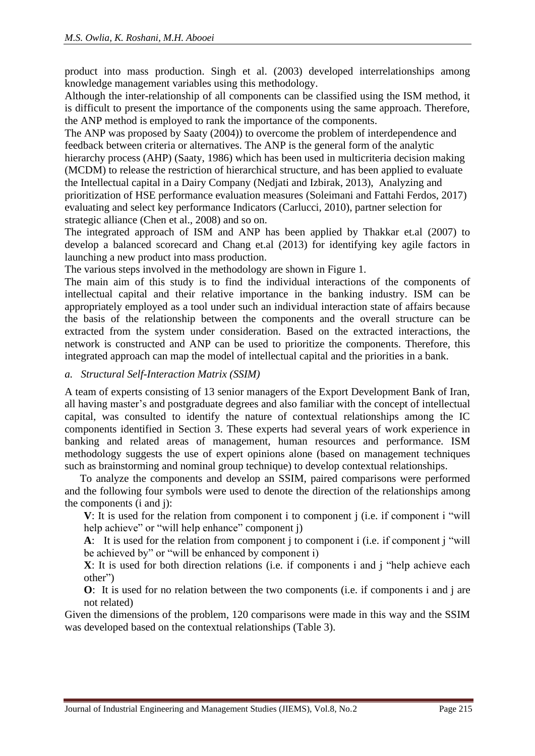product into mass production. Singh et al. (2003) developed interrelationships among knowledge management variables using this methodology.

Although the inter-relationship of all components can be classified using the ISM method, it is difficult to present the importance of the components using the same approach. Therefore, the ANP method is employed to rank the importance of the components.

The ANP was proposed by Saaty (2004)) to overcome the problem of interdependence and feedback between criteria or alternatives. The ANP is the general form of the analytic hierarchy process (AHP) (Saaty, 1986) which has been used in multicriteria decision making (MCDM) to release the restriction of hierarchical structure, and has been applied to evaluate the Intellectual capital in a Dairy Company (Nedjati and Izbirak, 2013), Analyzing and prioritization of HSE performance evaluation measures (Soleimani and Fattahi Ferdos, 2017) evaluating and select key performance Indicators (Carlucci, 2010), partner selection for strategic alliance (Chen et al., 2008) and so on.

The integrated approach of ISM and ANP has been applied by Thakkar et.al (2007) to develop a balanced scorecard and Chang et.al (2013) for identifying key agile factors in launching a new product into mass production.

The various steps involved in the methodology are shown in Figure 1.

The main aim of this study is to find the individual interactions of the components of intellectual capital and their relative importance in the banking industry. ISM can be appropriately employed as a tool under such an individual interaction state of affairs because the basis of the relationship between the components and the overall structure can be extracted from the system under consideration. Based on the extracted interactions, the network is constructed and ANP can be used to prioritize the components. Therefore, this integrated approach can map the model of intellectual capital and the priorities in a bank.

### a. *Structural Self-Interaction Matrix (SSIM)*

A team of experts consisting of 13 senior managers of the Export Development Bank of Iran, all having master's and postgraduate degrees and also familiar with the concept of intellectual capital, was consulted to identify the nature of contextual relationships among the IC components identified in Section 3. These experts had several years of work experience in banking and related areas of management, human resources and performance. ISM methodology suggests the use of expert opinions alone (based on management techniques such as brainstorming and nominal group technique) to develop contextual relationships.

To analyze the components and develop an SSIM, paired comparisons were performed and the following four symbols were used to denote the direction of the relationships among the components (i and j):

- **V**: It is used for the relation from component i to component j (i.e. if component i "will help achieve" or "will help enhance" component j)
- **A**: It is used for the relation from component j to component i (i.e. if component j "will be achieved by" or "will be enhanced by component i)
- **X**: It is used for both direction relations (i.e. if components i and j "help achieve each other")
- **O**: It is used for no relation between the two components (i.e. if components i and j are not related)

Given the dimensions of the problem, 120 comparisons were made in this way and the SSIM was developed based on the contextual relationships (Table 3).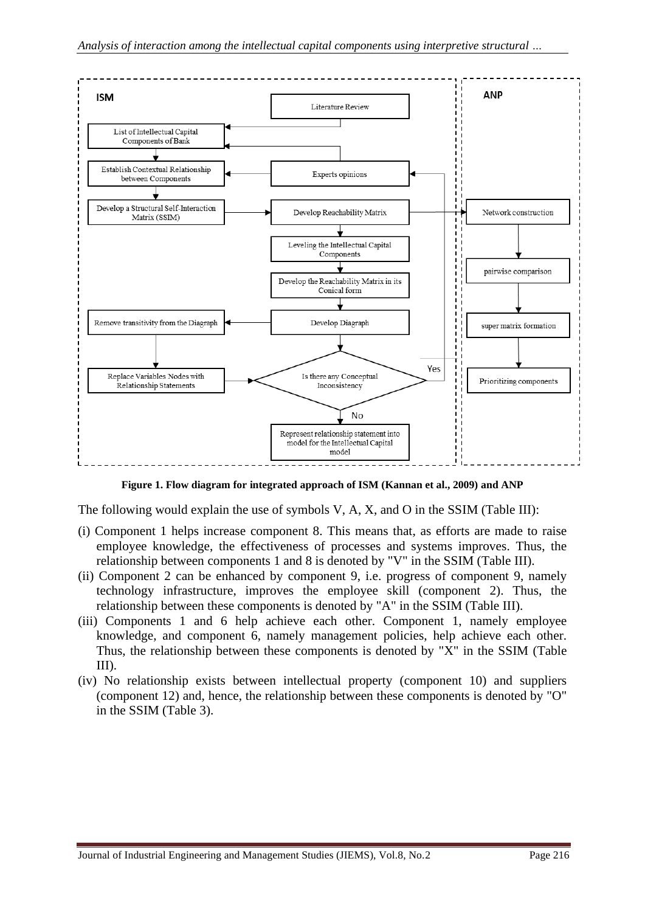**Figure 1. Flow diagram for integrated approach of ISM (Kannan et al., 2009) and ANP**

The following would explain the use of symbols V, A, X, and O in the SSIM (Table III):

(i) Component 1 helps increase component 8. This means that, as efforts are made to raise employee knowledge, the effectiveness of processes and systems improves. Thus, the relationship between components 1 and 8 is denoted by "V" in the SSIM (Table III).

(ii) Component 2 can be enhanced by component 9, i.e. progress of component 9, namely technology infrastructure, improves the employee skill (component 2). Thus, the relationship between these components is denoted by "A" in the SSIM (Table III).

(iii) Components 1 and 6 help achieve each other. Component 1, namely employee knowledge, and component 6, namely management policies, help achieve each other. Thus, the relationship between these components is denoted by "X" in the SSIM (Table III).

(iv) No relationship exists between intellectual property (component 10) and suppliers (component 12) and, hence, the relationship between these components is denoted by "O" in the SSIM (Table 3).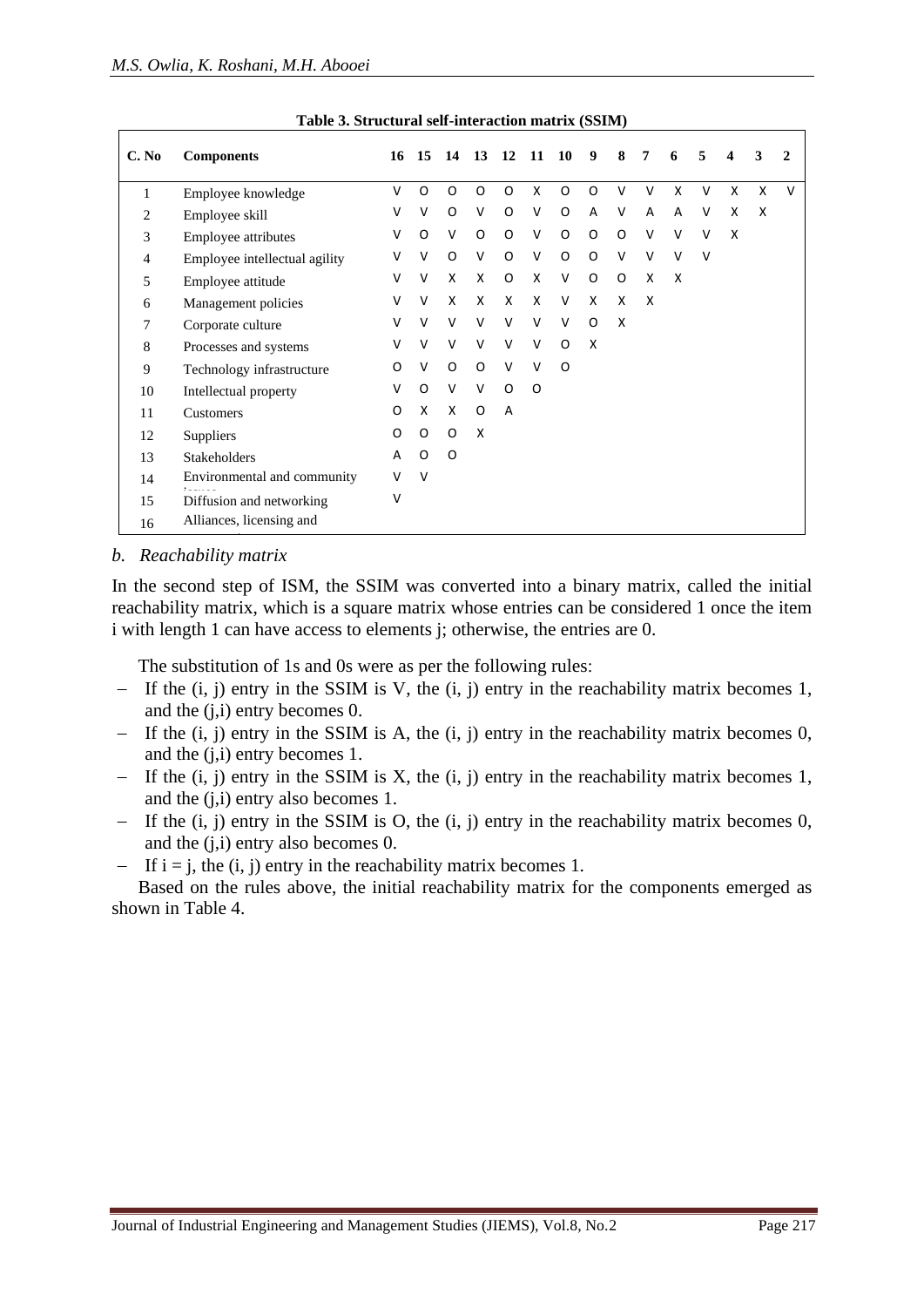**Table 3. Structural self-interaction matrix (SSIM)**

| C. No | Components | 16 | 15 | 14 | 13 | 12 | 11 | 10 | 9 | 8 | 7 | 6 | 5 | 4 | 3 | 2 |
|---|---|---|---|---|---|---|---|---|---|---|---|---|---|---|---|---|
| 1 | Employee knowledge | V | O | O | O | O | X | O | O | V | V | X | V | X | X | V |
| 2 | Employee skill | V | V | O | V | O | V | O | A | V | A | A | V | X | X | |
| 3 | Employee attributes | V | O | V | O | O | V | O | O | O | V | V | V | X | | |
| 4 | Employee intellectual agility | V | V | O | V | O | V | O | O | V | V | V | V | | | |
| 5 | Employee attitude | V | V | X | X | O | X | V | O | O | X | X | | | | |
| 6 | Management policies | V | V | X | X | X | X | V | X | X | X | | | | | |
| 7 | Corporate culture | V | V | V | V | V | V | V | O | X | | | | | | |
| 8 | Processes and systems | V | V | V | V | V | V | O | X | | | | | | | |
| 9 | Technology infrastructure | O | V | O | O | V | V | O | | | | | | | | |
| 10 | Intellectual property | V | O | V | V | O | O | | | | | | | | | |
| 11 | Customers | O | X | X | O | A | | | | | | | | | | |
| 12 | Suppliers | O | O | O | X | | | | | | | | | | | |
| 13 | Stakeholders | A | O | O | | | | | | | | | | | | |
| 14 | Environmental and community issues | V | V | | | | | | | | | | | | | |
| 15 | Diffusion and networking | V | | | | | | | | | | | | | | |
| 16 | Alliances, licensing and | | | | | | | | | | | | | | | |

*b. Reachability matrix*

In the second step of ISM, the SSIM was converted into a binary matrix, called the initial reachability matrix, which is a square matrix whose entries can be considered 1 once the item i with length 1 can have access to elements j; otherwise, the entries are 0.

The substitution of 1s and 0s were as per the following rules:

- If the (i, j) entry in the SSIM is V, the (i, j) entry in the reachability matrix becomes 1, and the (j,i) entry becomes 0.
- If the (i, j) entry in the SSIM is A, the (i, j) entry in the reachability matrix becomes 0, and the (j,i) entry becomes 1.
- If the (i, j) entry in the SSIM is X, the (i, j) entry in the reachability matrix becomes 1, and the (j,i) entry also becomes 1.
- If the (i, j) entry in the SSIM is O, the (i, j) entry in the reachability matrix becomes 0, and the (j,i) entry also becomes 0.
- If i = j, the (i, j) entry in the reachability matrix becomes 1.

Based on the rules above, the initial reachability matrix for the components emerged as shown in Table 4.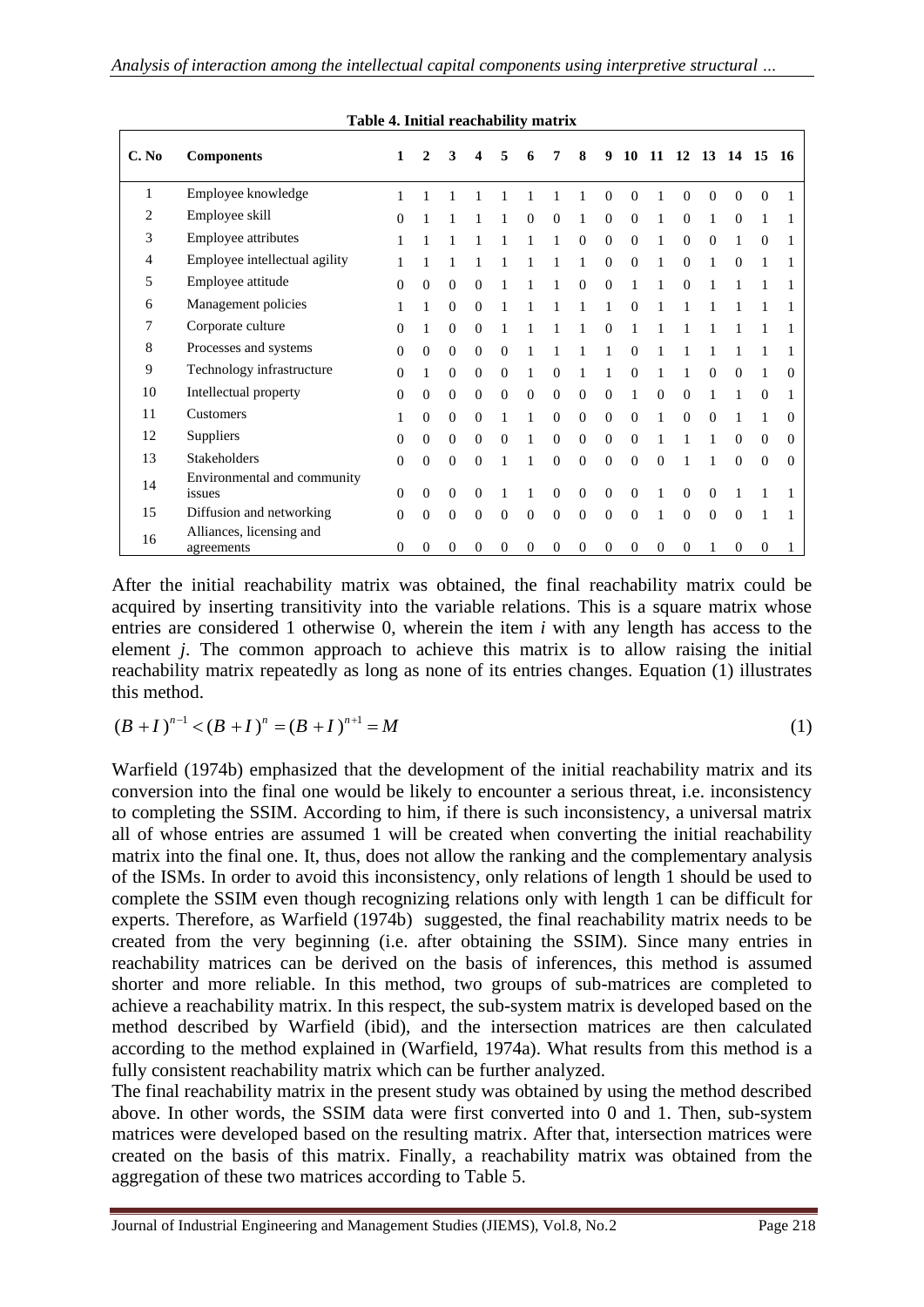**Table 4. Initial reachability matrix**

| C. No | Components | 1 | 2 | 3 | 4 | 5 | 6 | 7 | 8 | 9 | 10 | 11 | 12 | 13 | 14 | 15 | 16 |
|---|---|---|---|---|---|---|---|---|---|---|---|---|---|---|---|---|---|
| 1 | Employee knowledge | 1 | 1 | 1 | 1 | 1 | 1 | 1 | 1 | 0 | 0 | 1 | 0 | 0 | 0 | 0 | 1 |
| 2 | Employee skill | 0 | 1 | 1 | 1 | 1 | 0 | 0 | 1 | 0 | 0 | 1 | 0 | 1 | 0 | 1 | 1 |
| 3 | Employee attributes | 1 | 1 | 1 | 1 | 1 | 1 | 1 | 0 | 0 | 0 | 1 | 0 | 0 | 1 | 0 | 1 |
| 4 | Employee intellectual agility | 1 | 1 | 1 | 1 | 1 | 1 | 1 | 1 | 0 | 0 | 1 | 0 | 1 | 0 | 1 | 1 |
| 5 | Employee attitude | 0 | 0 | 0 | 0 | 1 | 1 | 1 | 0 | 0 | 1 | 1 | 0 | 1 | 1 | 1 | 1 |
| 6 | Management policies | 1 | 1 | 0 | 0 | 1 | 1 | 1 | 1 | 1 | 0 | 1 | 1 | 1 | 1 | 1 | 1 |
| 7 | Corporate culture | 0 | 1 | 0 | 0 | 1 | 1 | 1 | 1 | 0 | 1 | 1 | 1 | 1 | 1 | 1 | 1 |
| 8 | Processes and systems | 0 | 0 | 0 | 0 | 0 | 1 | 1 | 1 | 1 | 0 | 1 | 1 | 1 | 1 | 1 | 1 |
| 9 | Technology infrastructure | 0 | 1 | 0 | 0 | 0 | 1 | 0 | 1 | 1 | 0 | 1 | 1 | 0 | 0 | 1 | 0 |
| 10 | Intellectual property | 0 | 0 | 0 | 0 | 0 | 0 | 0 | 0 | 0 | 1 | 0 | 0 | 1 | 1 | 0 | 1 |
| 11 | Customers | 1 | 0 | 0 | 0 | 1 | 1 | 0 | 0 | 0 | 0 | 1 | 0 | 0 | 1 | 1 | 0 |
| 12 | Suppliers | 0 | 0 | 0 | 0 | 0 | 1 | 0 | 0 | 0 | 0 | 1 | 1 | 1 | 0 | 0 | 0 |
| 13 | Stakeholders | 0 | 0 | 0 | 0 | 1 | 1 | 0 | 0 | 0 | 0 | 0 | 1 | 1 | 0 | 0 | 0 |
| 14 | Environmental and community issues | 0 | 0 | 0 | 0 | 1 | 1 | 0 | 0 | 0 | 0 | 1 | 0 | 0 | 1 | 1 | 1 |
| 15 | Diffusion and networking | 0 | 0 | 0 | 0 | 0 | 0 | 0 | 0 | 0 | 0 | 1 | 0 | 0 | 0 | 1 | 1 |
| 16 | Alliances, licensing and agreements | 0 | 0 | 0 | 0 | 0 | 0 | 0 | 0 | 0 | 0 | 0 | 0 | 1 | 0 | 0 | 1 |

After the initial reachability matrix was obtained, the final reachability matrix could be acquired by inserting transitivity into the variable relations. This is a square matrix whose entries are considered 1 otherwise 0, wherein the item *i* with any length has access to the element *j*. The common approach to achieve this matrix is to allow raising the initial reachability matrix repeatedly as long as none of its entries changes. Equation (1) illustrates this method.

$$(B+I)^{n-1} < (B+I)^{n} = (B+I)^{n+1} = M \tag{1}$$

Warfield (1974b) emphasized that the development of the initial reachability matrix and its conversion into the final one would be likely to encounter a serious threat, i.e. inconsistency to completing the SSIM. According to him, if there is such inconsistency, a universal matrix all of whose entries are assumed 1 will be created when converting the initial reachability matrix into the final one. It, thus, does not allow the ranking and the complementary analysis of the ISMs. In order to avoid this inconsistency, only relations of length 1 should be used to complete the SSIM even though recognizing relations only with length 1 can be difficult for experts. Therefore, as Warfield (1974b) suggested, the final reachability matrix needs to be created from the very beginning (i.e. after obtaining the SSIM). Since many entries in reachability matrices can be derived on the basis of inferences, this method is assumed shorter and more reliable. In this method, two groups of sub-matrices are completed to achieve a reachability matrix. In this respect, the sub-system matrix is developed based on the method described by Warfield (ibid), and the intersection matrices are then calculated according to the method explained in (Warfield, 1974a). What results from this method is a fully consistent reachability matrix which can be further analyzed.

The final reachability matrix in the present study was obtained by using the method described above. In other words, the SSIM data were first converted into 0 and 1. Then, sub-system matrices were developed based on the resulting matrix. After that, intersection matrices were created on the basis of this matrix. Finally, a reachability matrix was obtained from the aggregation of these two matrices according to Table 5.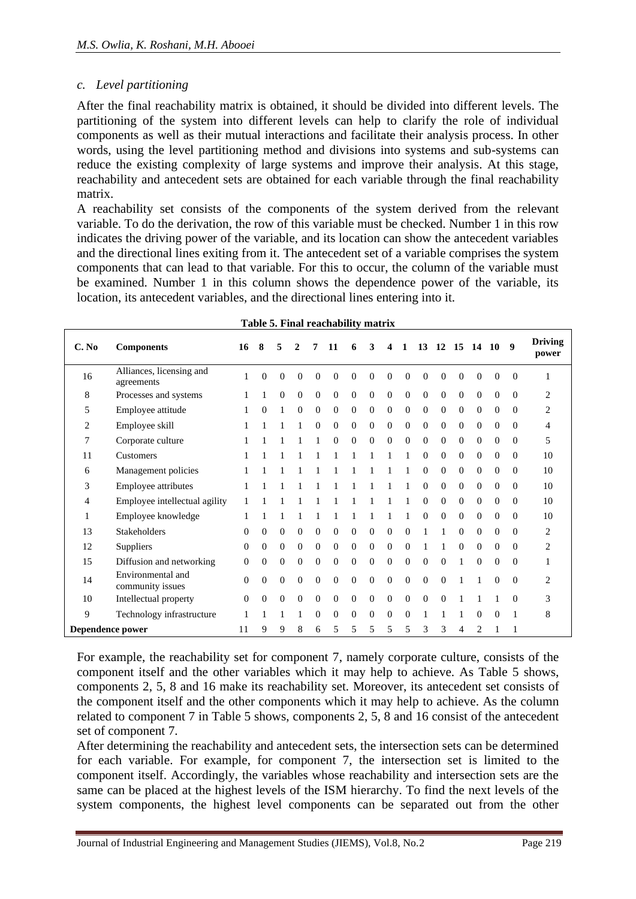*c. Level partitioning*

After the final reachability matrix is obtained, it should be divided into different levels. The partitioning of the system into different levels can help to clarify the role of individual components as well as their mutual interactions and facilitate their analysis process. In other words, using the level partitioning method and divisions into systems and sub-systems can reduce the existing complexity of large systems and improve their analysis. At this stage, reachability and antecedent sets are obtained for each variable through the final reachability matrix.

A reachability set consists of the components of the system derived from the relevant variable. To do the derivation, the row of this variable must be checked. Number 1 in this row indicates the driving power of the variable, and its location can show the antecedent variables and the directional lines exiting from it. The antecedent set of a variable comprises the system components that can lead to that variable. For this to occur, the column of the variable must be examined. Number 1 in this column shows the dependence power of the variable, its location, its antecedent variables, and the directional lines entering into it.

**Table 5. Final reachability matrix**

| C. No | Components | 16 | 8 | 5 | 2 | 7 | 11 | 6 | 3 | 4 | 1 | 13 | 12 | 15 | 14 | 10 | 9 | Driving power |
|---|---|---|---|---|---|---|---|---|---|---|---|---|---|---|---|---|---|---|
| 16 | Alliances, licensing and agreements | 1 | 0 | 0 | 0 | 0 | 0 | 0 | 0 | 0 | 0 | 0 | 0 | 0 | 0 | 0 | 0 | 1 |
| 8 | Processes and systems | 1 | 1 | 0 | 0 | 0 | 0 | 0 | 0 | 0 | 0 | 0 | 0 | 0 | 0 | 0 | 0 | 2 |
| 5 | Employee attitude | 1 | 0 | 1 | 0 | 0 | 0 | 0 | 0 | 0 | 0 | 0 | 0 | 0 | 0 | 0 | 0 | 2 |
| 2 | Employee skill | 1 | 1 | 1 | 1 | 0 | 0 | 0 | 0 | 0 | 0 | 0 | 0 | 0 | 0 | 0 | 0 | 4 |
| 7 | Corporate culture | 1 | 1 | 1 | 1 | 1 | 0 | 0 | 0 | 0 | 0 | 0 | 0 | 0 | 0 | 0 | 0 | 5 |
| 11 | Customers | 1 | 1 | 1 | 1 | 1 | 1 | 1 | 1 | 1 | 1 | 0 | 0 | 0 | 0 | 0 | 0 | 10 |
| 6 | Management policies | 1 | 1 | 1 | 1 | 1 | 1 | 1 | 1 | 1 | 1 | 0 | 0 | 0 | 0 | 0 | 0 | 10 |
| 3 | Employee attributes | 1 | 1 | 1 | 1 | 1 | 1 | 1 | 1 | 1 | 1 | 0 | 0 | 0 | 0 | 0 | 0 | 10 |
| 4 | Employee intellectual agility | 1 | 1 | 1 | 1 | 1 | 1 | 1 | 1 | 1 | 1 | 0 | 0 | 0 | 0 | 0 | 0 | 10 |
| 1 | Employee knowledge | 1 | 1 | 1 | 1 | 1 | 1 | 1 | 1 | 1 | 1 | 0 | 0 | 0 | 0 | 0 | 0 | 10 |
| 13 | Stakeholders | 0 | 0 | 0 | 0 | 0 | 0 | 0 | 0 | 0 | 0 | 1 | 1 | 0 | 0 | 0 | 0 | 2 |
| 12 | Suppliers | 0 | 0 | 0 | 0 | 0 | 0 | 0 | 0 | 0 | 0 | 1 | 1 | 0 | 0 | 0 | 0 | 2 |
| 15 | Diffusion and networking | 0 | 0 | 0 | 0 | 0 | 0 | 0 | 0 | 0 | 0 | 0 | 0 | 1 | 0 | 0 | 0 | 1 |
| 14 | Environmental and community issues | 0 | 0 | 0 | 0 | 0 | 0 | 0 | 0 | 0 | 0 | 0 | 0 | 1 | 1 | 0 | 0 | 2 |
| 10 | Intellectual property | 0 | 0 | 0 | 0 | 0 | 0 | 0 | 0 | 0 | 0 | 0 | 0 | 1 | 1 | 1 | 0 | 3 |
| 9 | Technology infrastructure | 1 | 1 | 1 | 1 | 0 | 0 | 0 | 0 | 0 | 0 | 1 | 1 | 1 | 0 | 0 | 1 | 8 |
| Dependence power | | 11 | 9 | 9 | 8 | 6 | 5 | 5 | 5 | 5 | 5 | 3 | 3 | 4 | 2 | 1 | 1 | |

For example, the reachability set for component 7, namely corporate culture, consists of the component itself and the other variables which it may help to achieve. As Table 5 shows, components 2, 5, 8 and 16 make its reachability set. Moreover, its antecedent set consists of the component itself and the other components which it may help to achieve. As the column related to component 7 in Table 5 shows, components 2, 5, 8 and 16 consist of the antecedent set of component 7.

After determining the reachability and antecedent sets, the intersection sets can be determined for each variable. For example, for component 7, the intersection set is limited to the component itself. Accordingly, the variables whose reachability and intersection sets are the same can be placed at the highest levels of the ISM hierarchy. To find the next levels of the system components, the highest level components can be separated out from the other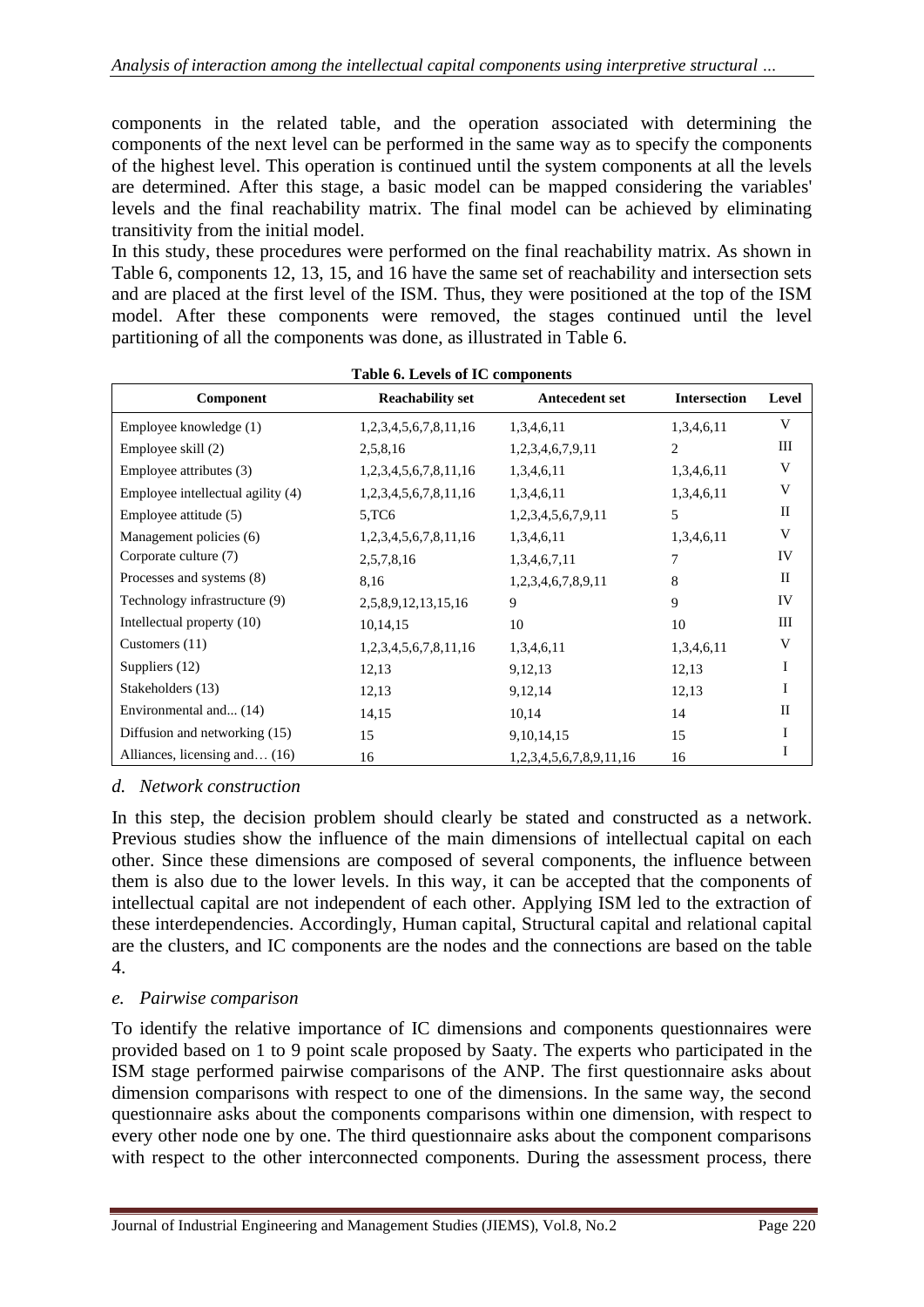components in the related table, and the operation associated with determining the components of the next level can be performed in the same way as to specify the components of the highest level. This operation is continued until the system components at all the levels are determined. After this stage, a basic model can be mapped considering the variables' levels and the final reachability matrix. The final model can be achieved by eliminating transitivity from the initial model.

In this study, these procedures were performed on the final reachability matrix. As shown in Table 6, components 12, 13, 15, and 16 have the same set of reachability and intersection sets and are placed at the first level of the ISM. Thus, they were positioned at the top of the ISM model. After these components were removed, the stages continued until the level partitioning of all the components was done, as illustrated in Table 6.

**Table 6. Levels of IC components**

| Component | Reachability set | Antecedent set | Intersection | Level |
|---|---|---|---|---|
| Employee knowledge (1) | 1,2,3,4,5,6,7,8,11,16 | 1,3,4,6,11 | 1,3,4,6,11 | V |
| Employee skill (2) | 2,5,8,16 | 1,2,3,4,6,7,9,11 | 2 | III |
| Employee attributes (3) | 1,2,3,4,5,6,7,8,11,16 | 1,3,4,6,11 | 1,3,4,6,11 | V |
| Employee intellectual agility (4) | 1,2,3,4,5,6,7,8,11,16 | 1,3,4,6,11 | 1,3,4,6,11 | V |
| Employee attitude (5) | 5,TC6 | 1,2,3,4,5,6,7,9,11 | 5 | II |
| Management policies (6) | 1,2,3,4,5,6,7,8,11,16 | 1,3,4,6,11 | 1,3,4,6,11 | V |
| Corporate culture (7) | 2,5,7,8,16 | 1,3,4,6,7,11 | 7 | IV |
| Processes and systems (8) | 8,16 | 1,2,3,4,6,7,8,9,11 | 8 | II |
| Technology infrastructure (9) | 2,5,8,9,12,13,15,16 | 9 | 9 | IV |
| Intellectual property (10) | 10,14,15 | 10 | 10 | III |
| Customers (11) | 1,2,3,4,5,6,7,8,11,16 | 1,3,4,6,11 | 1,3,4,6,11 | V |
| Suppliers (12) | 12,13 | 9,12,13 | 12,13 | I |
| Stakeholders (13) | 12,13 | 9,12,14 | 12,13 | I |
| Environmental and... (14) | 14,15 | 10,14 | 14 | II |
| Diffusion and networking (15) | 15 | 9,10,14,15 | 15 | I |
| Alliances, licensing and… (16) | 16 | 1,2,3,4,5,6,7,8,9,11,16 | 16 | I |

*d. Network construction*

In this step, the decision problem should clearly be stated and constructed as a network. Previous studies show the influence of the main dimensions of intellectual capital on each other. Since these dimensions are composed of several components, the influence between them is also due to the lower levels. In this way, it can be accepted that the components of intellectual capital are not independent of each other. Applying ISM led to the extraction of these interdependencies. Accordingly, Human capital, Structural capital and relational capital are the clusters, and IC components are the nodes and the connections are based on the table 4.

*e. Pairwise comparison*

To identify the relative importance of IC dimensions and components questionnaires were provided based on 1 to 9 point scale proposed by Saaty. The experts who participated in the ISM stage performed pairwise comparisons of the ANP. The first questionnaire asks about dimension comparisons with respect to one of the dimensions. In the same way, the second questionnaire asks about the components comparisons within one dimension, with respect to every other node one by one. The third questionnaire asks about the component comparisons with respect to the other interconnected components. During the assessment process, there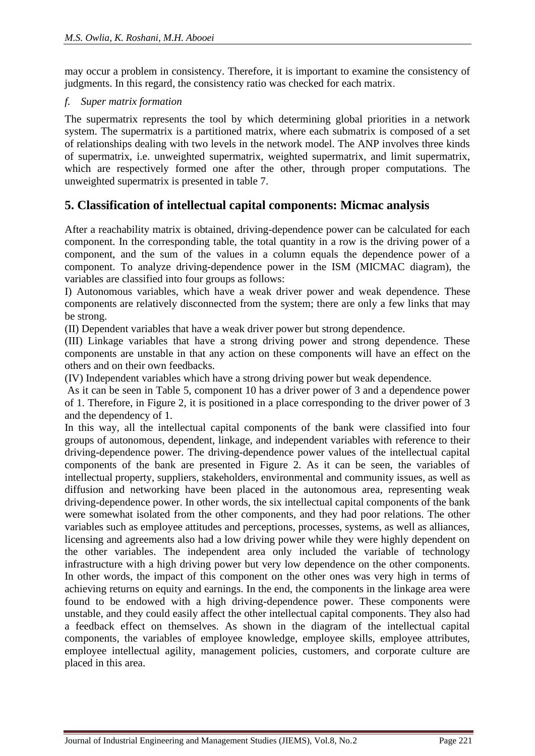may occur a problem in consistency. Therefore, it is important to examine the consistency of judgments. In this regard, the consistency ratio was checked for each matrix.

*f. Super matrix formation*

The supermatrix represents the tool by which determining global priorities in a network system. The supermatrix is a partitioned matrix, where each submatrix is composed of a set of relationships dealing with two levels in the network model. The ANP involves three kinds of supermatrix, i.e. unweighted supermatrix, weighted supermatrix, and limit supermatrix, which are respectively formed one after the other, through proper computations. The unweighted supermatrix is presented in table 7.

## 5. Classification of intellectual capital components: Micmac analysis

After a reachability matrix is obtained, driving-dependence power can be calculated for each component. In the corresponding table, the total quantity in a row is the driving power of a component, and the sum of the values in a column equals the dependence power of a component. To analyze driving-dependence power in the ISM (MICMAC diagram), the variables are classified into four groups as follows:

I) Autonomous variables, which have a weak driver power and weak dependence. These components are relatively disconnected from the system; there are only a few links that may be strong.

(II) Dependent variables that have a weak driver power but strong dependence.

(III) Linkage variables that have a strong driving power and strong dependence. These components are unstable in that any action on these components will have an effect on the others and on their own feedbacks.

(IV) Independent variables which have a strong driving power but weak dependence.

As it can be seen in Table 5, component 10 has a driver power of 3 and a dependence power of 1. Therefore, in Figure 2, it is positioned in a place corresponding to the driver power of 3 and the dependency of 1.

In this way, all the intellectual capital components of the bank were classified into four groups of autonomous, dependent, linkage, and independent variables with reference to their driving-dependence power. The driving-dependence power values of the intellectual capital components of the bank are presented in Figure 2. As it can be seen, the variables of intellectual property, suppliers, stakeholders, environmental and community issues, as well as diffusion and networking have been placed in the autonomous area, representing weak driving-dependence power. In other words, the six intellectual capital components of the bank were somewhat isolated from the other components, and they had poor relations. The other variables such as employee attitudes and perceptions, processes, systems, as well as alliances, licensing and agreements also had a low driving power while they were highly dependent on the other variables. The independent area only included the variable of technology infrastructure with a high driving power but very low dependence on the other components. In other words, the impact of this component on the other ones was very high in terms of achieving returns on equity and earnings. In the end, the components in the linkage area were found to be endowed with a high driving-dependence power. These components were unstable, and they could easily affect the other intellectual capital components. They also had a feedback effect on themselves. As shown in the diagram of the intellectual capital components, the variables of employee knowledge, employee skills, employee attributes, employee intellectual agility, management policies, customers, and corporate culture are placed in this area.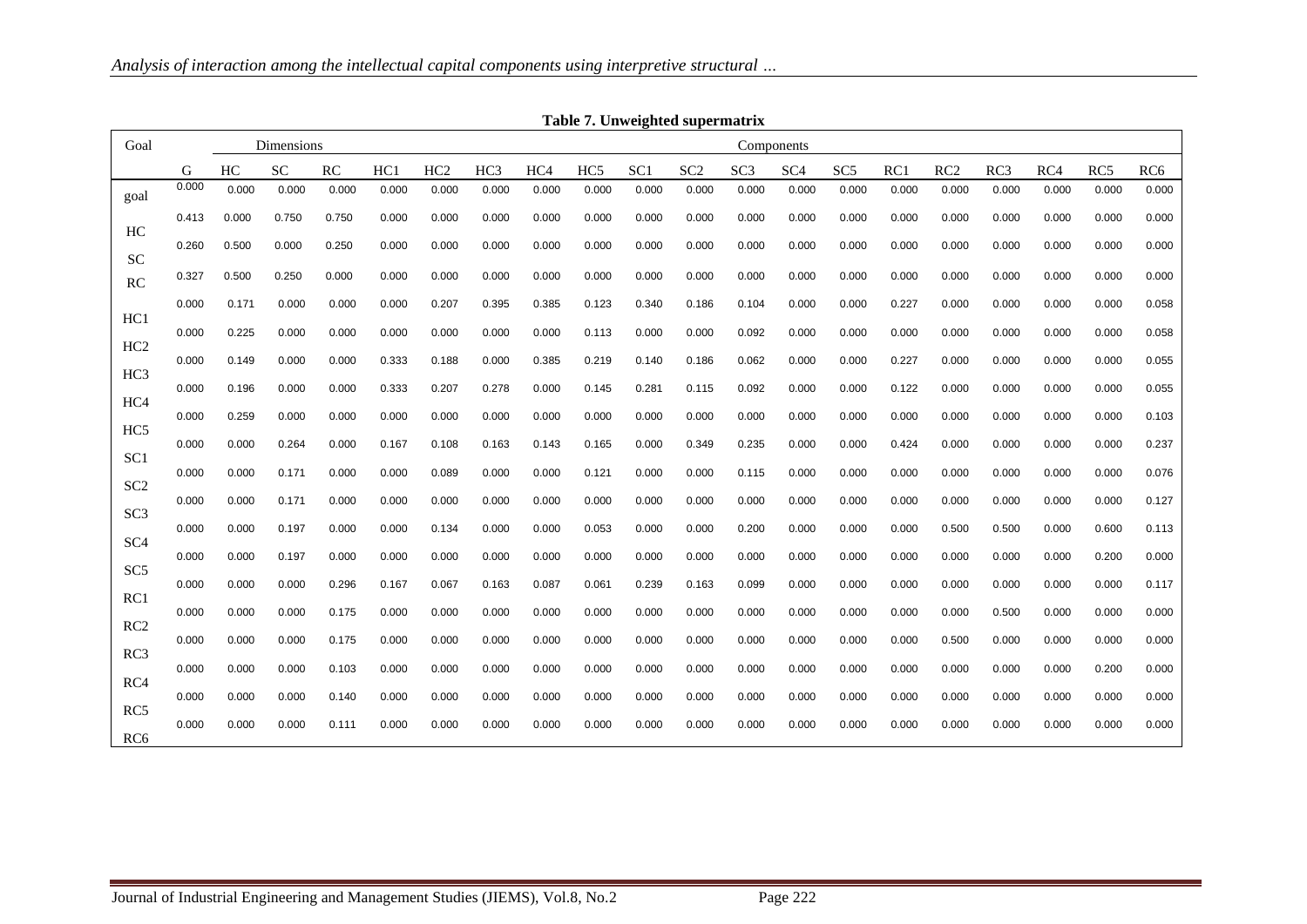**Table 7. Unweighted supermatrix**

| Goal | | Dimensions | | | Components | | | | | | | | | | | | | | | |
|---|---|---|---|---|---|---|---|---|---|---|---|---|---|---|---|---|---|---|---|---|
| | G | HC | SC | RC | HC1 | HC2 | HC3 | HC4 | HC5 | SC1 | SC2 | SC3 | SC4 | SC5 | RC1 | RC2 | RC3 | RC4 | RC5 | RC6 |
| goal | 0.000 | 0.000 | 0.000 | 0.000 | 0.000 | 0.000 | 0.000 | 0.000 | 0.000 | 0.000 | 0.000 | 0.000 | 0.000 | 0.000 | 0.000 | 0.000 | 0.000 | 0.000 | 0.000 | 0.000 |
| HC | 0.413 | 0.000 | 0.750 | 0.750 | 0.000 | 0.000 | 0.000 | 0.000 | 0.000 | 0.000 | 0.000 | 0.000 | 0.000 | 0.000 | 0.000 | 0.000 | 0.000 | 0.000 | 0.000 | 0.000 |
| SC | 0.260 | 0.500 | 0.000 | 0.250 | 0.000 | 0.000 | 0.000 | 0.000 | 0.000 | 0.000 | 0.000 | 0.000 | 0.000 | 0.000 | 0.000 | 0.000 | 0.000 | 0.000 | 0.000 | 0.000 |
| RC | 0.327 | 0.500 | 0.250 | 0.000 | 0.000 | 0.000 | 0.000 | 0.000 | 0.000 | 0.000 | 0.000 | 0.000 | 0.000 | 0.000 | 0.000 | 0.000 | 0.000 | 0.000 | 0.000 | 0.000 |
| HC1 | 0.000 | 0.171 | 0.000 | 0.000 | 0.000 | 0.207 | 0.395 | 0.385 | 0.123 | 0.340 | 0.186 | 0.104 | 0.000 | 0.000 | 0.227 | 0.000 | 0.000 | 0.000 | 0.000 | 0.058 |
| HC2 | 0.000 | 0.225 | 0.000 | 0.000 | 0.000 | 0.000 | 0.000 | 0.000 | 0.113 | 0.000 | 0.000 | 0.092 | 0.000 | 0.000 | 0.000 | 0.000 | 0.000 | 0.000 | 0.000 | 0.058 |
| HC3 | 0.000 | 0.149 | 0.000 | 0.000 | 0.333 | 0.188 | 0.000 | 0.385 | 0.219 | 0.140 | 0.186 | 0.062 | 0.000 | 0.000 | 0.227 | 0.000 | 0.000 | 0.000 | 0.000 | 0.055 |
| HC4 | 0.000 | 0.196 | 0.000 | 0.000 | 0.333 | 0.207 | 0.278 | 0.000 | 0.145 | 0.281 | 0.115 | 0.092 | 0.000 | 0.000 | 0.122 | 0.000 | 0.000 | 0.000 | 0.000 | 0.055 |
| HC5 | 0.000 | 0.259 | 0.000 | 0.000 | 0.000 | 0.000 | 0.000 | 0.000 | 0.000 | 0.000 | 0.000 | 0.000 | 0.000 | 0.000 | 0.000 | 0.000 | 0.000 | 0.000 | 0.000 | 0.103 |
| SC1 | 0.000 | 0.000 | 0.264 | 0.000 | 0.167 | 0.108 | 0.163 | 0.143 | 0.165 | 0.000 | 0.349 | 0.235 | 0.000 | 0.000 | 0.424 | 0.000 | 0.000 | 0.000 | 0.000 | 0.237 |
| SC2 | 0.000 | 0.000 | 0.171 | 0.000 | 0.000 | 0.089 | 0.000 | 0.000 | 0.121 | 0.000 | 0.000 | 0.115 | 0.000 | 0.000 | 0.000 | 0.000 | 0.000 | 0.000 | 0.000 | 0.076 |
| SC3 | 0.000 | 0.000 | 0.171 | 0.000 | 0.000 | 0.000 | 0.000 | 0.000 | 0.000 | 0.000 | 0.000 | 0.000 | 0.000 | 0.000 | 0.000 | 0.000 | 0.000 | 0.000 | 0.000 | 0.127 |
| SC4 | 0.000 | 0.000 | 0.197 | 0.000 | 0.000 | 0.134 | 0.000 | 0.000 | 0.053 | 0.000 | 0.000 | 0.200 | 0.000 | 0.000 | 0.000 | 0.500 | 0.500 | 0.000 | 0.600 | 0.113 |
| SC5 | 0.000 | 0.000 | 0.197 | 0.000 | 0.000 | 0.000 | 0.000 | 0.000 | 0.000 | 0.000 | 0.000 | 0.000 | 0.000 | 0.000 | 0.000 | 0.000 | 0.000 | 0.000 | 0.200 | 0.000 |
| RC1 | 0.000 | 0.000 | 0.000 | 0.296 | 0.167 | 0.067 | 0.163 | 0.087 | 0.061 | 0.239 | 0.163 | 0.099 | 0.000 | 0.000 | 0.000 | 0.000 | 0.000 | 0.000 | 0.000 | 0.117 |
| RC2 | 0.000 | 0.000 | 0.000 | 0.175 | 0.000 | 0.000 | 0.000 | 0.000 | 0.000 | 0.000 | 0.000 | 0.000 | 0.000 | 0.000 | 0.000 | 0.000 | 0.500 | 0.000 | 0.000 | 0.000 |
| RC3 | 0.000 | 0.000 | 0.000 | 0.175 | 0.000 | 0.000 | 0.000 | 0.000 | 0.000 | 0.000 | 0.000 | 0.000 | 0.000 | 0.000 | 0.000 | 0.500 | 0.000 | 0.000 | 0.000 | 0.000 |
| RC4 | 0.000 | 0.000 | 0.000 | 0.103 | 0.000 | 0.000 | 0.000 | 0.000 | 0.000 | 0.000 | 0.000 | 0.000 | 0.000 | 0.000 | 0.000 | 0.000 | 0.000 | 0.000 | 0.200 | 0.000 |
| RC5 | 0.000 | 0.000 | 0.000 | 0.140 | 0.000 | 0.000 | 0.000 | 0.000 | 0.000 | 0.000 | 0.000 | 0.000 | 0.000 | 0.000 | 0.000 | 0.000 | 0.000 | 0.000 | 0.000 | 0.000 |
| RC6 | 0.000 | 0.000 | 0.000 | 0.111 | 0.000 | 0.000 | 0.000 | 0.000 | 0.000 | 0.000 | 0.000 | 0.000 | 0.000 | 0.000 | 0.000 | 0.000 | 0.000 | 0.000 | 0.000 | 0.000 |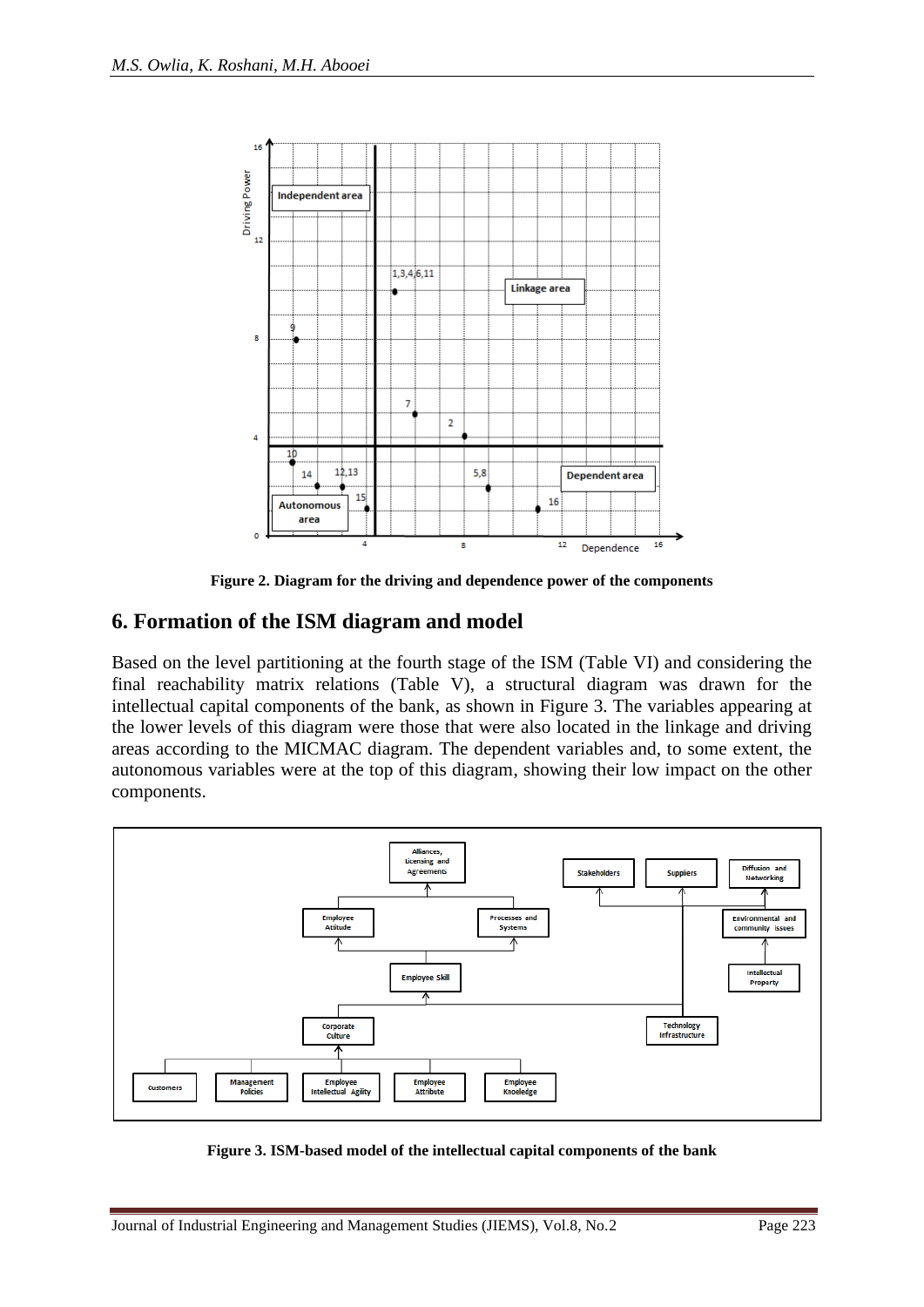Figure 2. Diagram for the driving and dependence power of the components

## 6. Formation of the ISM diagram and model

Based on the level partitioning at the fourth stage of the ISM (Table VI) and considering the final reachability matrix relations (Table V), a structural diagram was drawn for the intellectual capital components of the bank, as shown in Figure 3. The variables appearing at the lower levels of this diagram were those that were also located in the linkage and driving areas according to the MICMAC diagram. The dependent variables and, to some extent, the autonomous variables were at the top of this diagram, showing their low impact on the other components.

Figure 3. ISM-based model of the intellectual capital components of the bank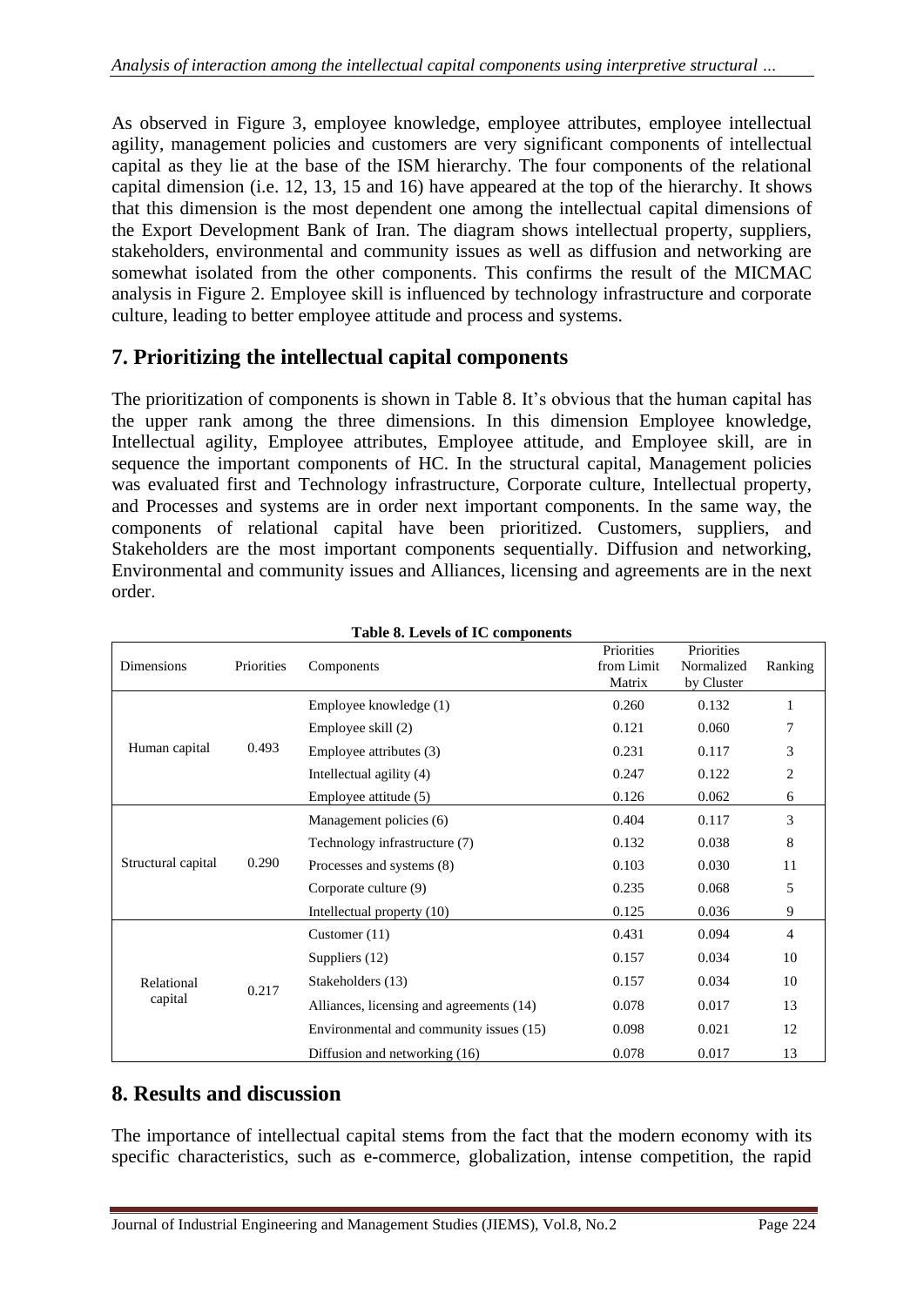As observed in Figure 3, employee knowledge, employee attributes, employee intellectual agility, management policies and customers are very significant components of intellectual capital as they lie at the base of the ISM hierarchy. The four components of the relational capital dimension (i.e. 12, 13, 15 and 16) have appeared at the top of the hierarchy. It shows that this dimension is the most dependent one among the intellectual capital dimensions of the Export Development Bank of Iran. The diagram shows intellectual property, suppliers, stakeholders, environmental and community issues as well as diffusion and networking are somewhat isolated from the other components. This confirms the result of the MICMAC analysis in Figure 2. Employee skill is influenced by technology infrastructure and corporate culture, leading to better employee attitude and process and systems.

## 7. Prioritizing the intellectual capital components

The prioritization of components is shown in Table 8. It's obvious that the human capital has the upper rank among the three dimensions. In this dimension Employee knowledge, Intellectual agility, Employee attributes, Employee attitude, and Employee skill, are in sequence the important components of HC. In the structural capital, Management policies was evaluated first and Technology infrastructure, Corporate culture, Intellectual property, and Processes and systems are in order next important components. In the same way, the components of relational capital have been prioritized. Customers, suppliers, and Stakeholders are the most important components sequentially. Diffusion and networking, Environmental and community issues and Alliances, licensing and agreements are in the next order.

**Table 8. Levels of IC components**

| Dimensions | Priorities | Components | Priorities from Limit Matrix | Priorities Normalized by Cluster | Ranking |
|---|---|---|---|---|---|
| Human capital | 0.493 | Employee knowledge (1) | 0.260 | 0.132 | 1 |
| | | Employee skill (2) | 0.121 | 0.060 | 7 |
| | | Employee attributes (3) | 0.231 | 0.117 | 3 |
| | | Intellectual agility (4) | 0.247 | 0.122 | 2 |
| | | Employee attitude (5) | 0.126 | 0.062 | 6 |
| Structural capital | 0.290 | Management policies (6) | 0.404 | 0.117 | 3 |
| | | Technology infrastructure (7) | 0.132 | 0.038 | 8 |
| | | Processes and systems (8) | 0.103 | 0.030 | 11 |
| | | Corporate culture (9) | 0.235 | 0.068 | 5 |
| | | Intellectual property (10) | 0.125 | 0.036 | 9 |
| Relational capital | 0.217 | Customer (11) | 0.431 | 0.094 | 4 |
| | | Suppliers (12) | 0.157 | 0.034 | 10 |
| | | Stakeholders (13) | 0.157 | 0.034 | 10 |
| | | Alliances, licensing and agreements (14) | 0.078 | 0.017 | 13 |
| | | Environmental and community issues (15) | 0.098 | 0.021 | 12 |
| | | Diffusion and networking (16) | 0.078 | 0.017 | 13 |

## 8. Results and discussion

The importance of intellectual capital stems from the fact that the modern economy with its specific characteristics, such as e-commerce, globalization, intense competition, the rapid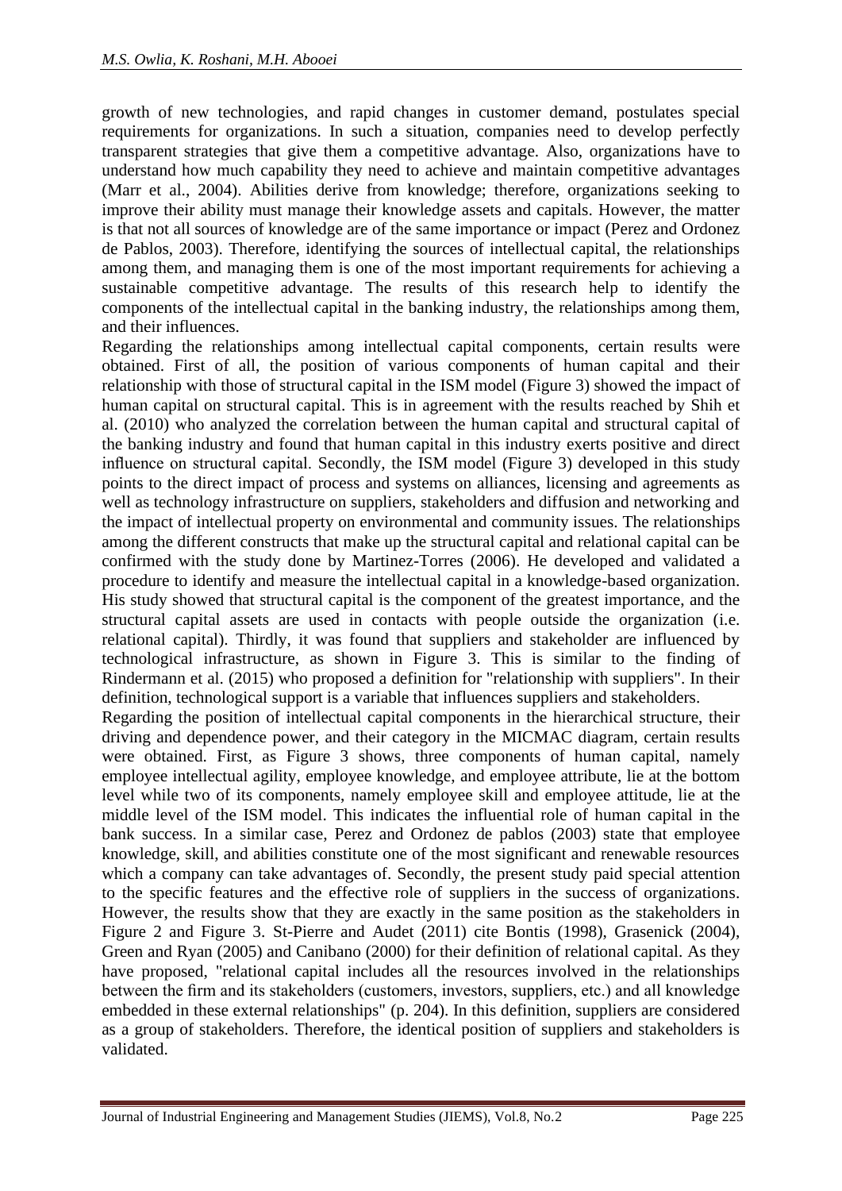growth of new technologies, and rapid changes in customer demand, postulates special requirements for organizations. In such a situation, companies need to develop perfectly transparent strategies that give them a competitive advantage. Also, organizations have to understand how much capability they need to achieve and maintain competitive advantages (Marr et al., 2004). Abilities derive from knowledge; therefore, organizations seeking to improve their ability must manage their knowledge assets and capitals. However, the matter is that not all sources of knowledge are of the same importance or impact (Perez and Ordonez de Pablos, 2003). Therefore, identifying the sources of intellectual capital, the relationships among them, and managing them is one of the most important requirements for achieving a sustainable competitive advantage. The results of this research help to identify the components of the intellectual capital in the banking industry, the relationships among them, and their influences.

Regarding the relationships among intellectual capital components, certain results were obtained. First of all, the position of various components of human capital and their relationship with those of structural capital in the ISM model (Figure 3) showed the impact of human capital on structural capital. This is in agreement with the results reached by Shih et al. (2010) who analyzed the correlation between the human capital and structural capital of the banking industry and found that human capital in this industry exerts positive and direct influence on structural capital. Secondly, the ISM model (Figure 3) developed in this study points to the direct impact of process and systems on alliances, licensing and agreements as well as technology infrastructure on suppliers, stakeholders and diffusion and networking and the impact of intellectual property on environmental and community issues. The relationships among the different constructs that make up the structural capital and relational capital can be confirmed with the study done by Martinez-Torres (2006). He developed and validated a procedure to identify and measure the intellectual capital in a knowledge-based organization. His study showed that structural capital is the component of the greatest importance, and the structural capital assets are used in contacts with people outside the organization (i.e. relational capital). Thirdly, it was found that suppliers and stakeholder are influenced by technological infrastructure, as shown in Figure 3. This is similar to the finding of Rindermann et al. (2015) who proposed a definition for "relationship with suppliers". In their definition, technological support is a variable that influences suppliers and stakeholders.

Regarding the position of intellectual capital components in the hierarchical structure, their driving and dependence power, and their category in the MICMAC diagram, certain results were obtained. First, as Figure 3 shows, three components of human capital, namely employee intellectual agility, employee knowledge, and employee attribute, lie at the bottom level while two of its components, namely employee skill and employee attitude, lie at the middle level of the ISM model. This indicates the influential role of human capital in the bank success. In a similar case, Perez and Ordonez de pablos (2003) state that employee knowledge, skill, and abilities constitute one of the most significant and renewable resources which a company can take advantages of. Secondly, the present study paid special attention to the specific features and the effective role of suppliers in the success of organizations. However, the results show that they are exactly in the same position as the stakeholders in Figure 2 and Figure 3. St-Pierre and Audet (2011) cite Bontis (1998), Grasenick (2004), Green and Ryan (2005) and Canibano (2000) for their definition of relational capital. As they have proposed, "relational capital includes all the resources involved in the relationships between the firm and its stakeholders (customers, investors, suppliers, etc.) and all knowledge embedded in these external relationships" (p. 204). In this definition, suppliers are considered as a group of stakeholders. Therefore, the identical position of suppliers and stakeholders is validated.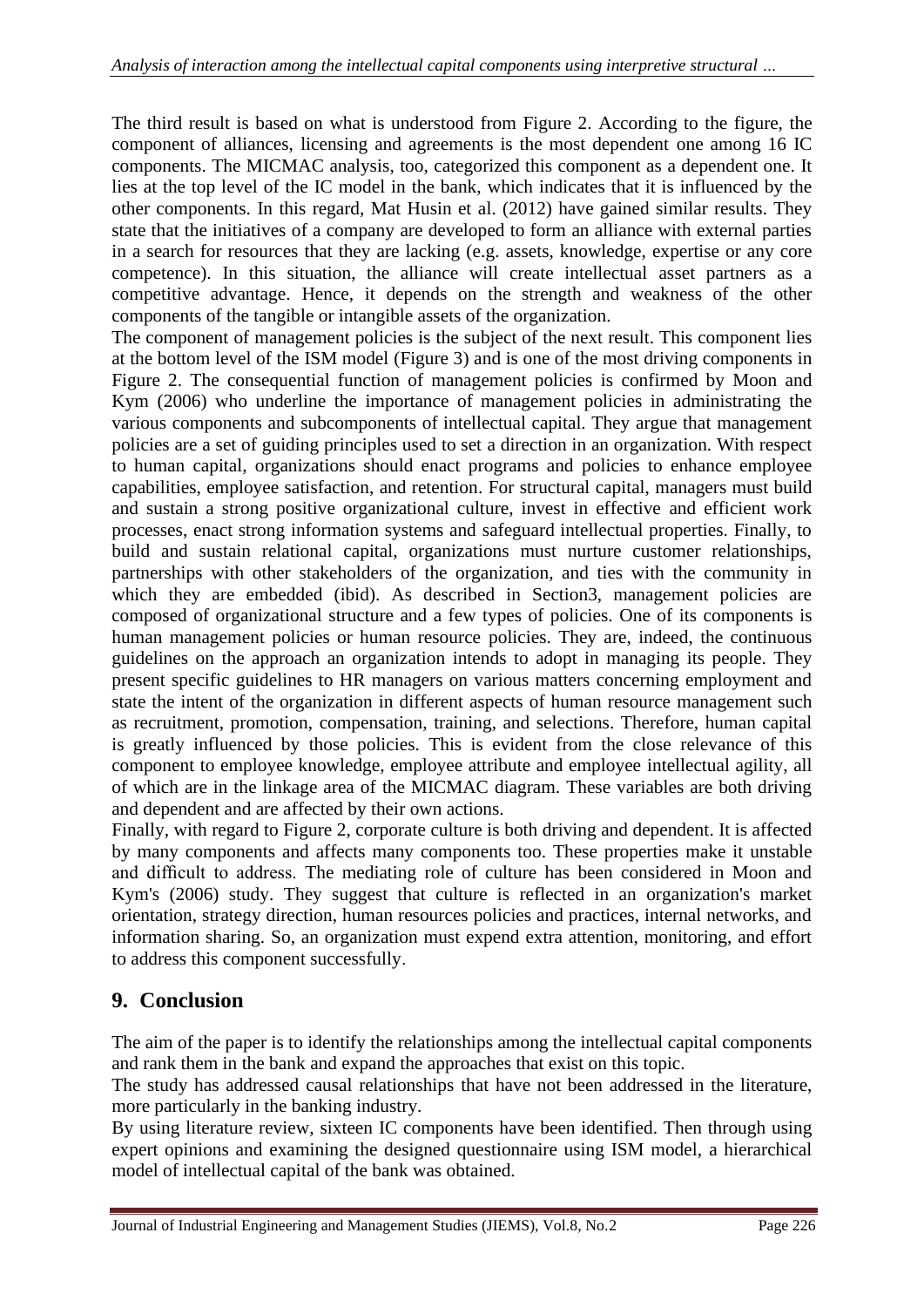The third result is based on what is understood from Figure 2. According to the figure, the component of alliances, licensing and agreements is the most dependent one among 16 IC components. The MICMAC analysis, too, categorized this component as a dependent one. It lies at the top level of the IC model in the bank, which indicates that it is influenced by the other components. In this regard, Mat Husin et al. (2012) have gained similar results. They state that the initiatives of a company are developed to form an alliance with external parties in a search for resources that they are lacking (e.g. assets, knowledge, expertise or any core competence). In this situation, the alliance will create intellectual asset partners as a competitive advantage. Hence, it depends on the strength and weakness of the other components of the tangible or intangible assets of the organization.

The component of management policies is the subject of the next result. This component lies at the bottom level of the ISM model (Figure 3) and is one of the most driving components in Figure 2. The consequential function of management policies is confirmed by Moon and Kym (2006) who underline the importance of management policies in administrating the various components and subcomponents of intellectual capital. They argue that management policies are a set of guiding principles used to set a direction in an organization. With respect to human capital, organizations should enact programs and policies to enhance employee capabilities, employee satisfaction, and retention. For structural capital, managers must build and sustain a strong positive organizational culture, invest in effective and efficient work processes, enact strong information systems and safeguard intellectual properties. Finally, to build and sustain relational capital, organizations must nurture customer relationships, partnerships with other stakeholders of the organization, and ties with the community in which they are embedded (ibid). As described in Section3, management policies are composed of organizational structure and a few types of policies. One of its components is human management policies or human resource policies. They are, indeed, the continuous guidelines on the approach an organization intends to adopt in managing its people. They present specific guidelines to HR managers on various matters concerning employment and state the intent of the organization in different aspects of human resource management such as recruitment, promotion, compensation, training, and selections. Therefore, human capital is greatly influenced by those policies. This is evident from the close relevance of this component to employee knowledge, employee attribute and employee intellectual agility, all of which are in the linkage area of the MICMAC diagram. These variables are both driving and dependent and are affected by their own actions.

Finally, with regard to Figure 2, corporate culture is both driving and dependent. It is affected by many components and affects many components too. These properties make it unstable and difficult to address. The mediating role of culture has been considered in Moon and Kym's (2006) study. They suggest that culture is reflected in an organization's market orientation, strategy direction, human resources policies and practices, internal networks, and information sharing. So, an organization must expend extra attention, monitoring, and effort to address this component successfully.

## 9. Conclusion

The aim of the paper is to identify the relationships among the intellectual capital components and rank them in the bank and expand the approaches that exist on this topic.

The study has addressed causal relationships that have not been addressed in the literature, more particularly in the banking industry.

By using literature review, sixteen IC components have been identified. Then through using expert opinions and examining the designed questionnaire using ISM model, a hierarchical model of intellectual capital of the bank was obtained.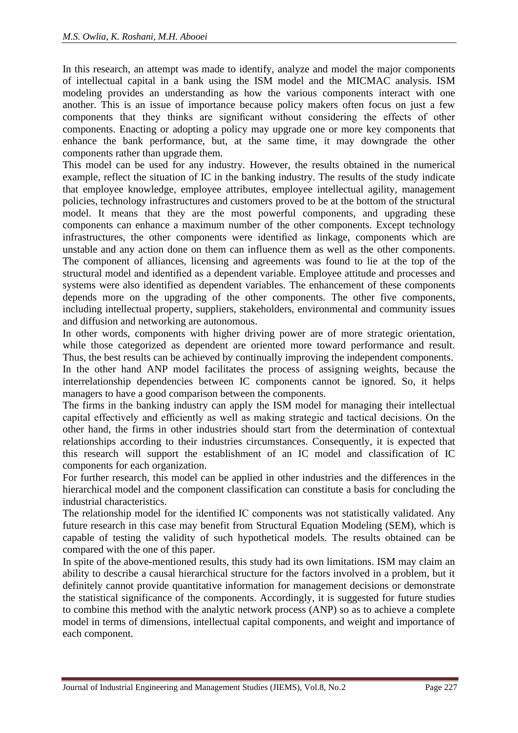In this research, an attempt was made to identify, analyze and model the major components of intellectual capital in a bank using the ISM model and the MICMAC analysis. ISM modeling provides an understanding as how the various components interact with one another. This is an issue of importance because policy makers often focus on just a few components that they thinks are significant without considering the effects of other components. Enacting or adopting a policy may upgrade one or more key components that enhance the bank performance, but, at the same time, it may downgrade the other components rather than upgrade them.

This model can be used for any industry. However, the results obtained in the numerical example, reflect the situation of IC in the banking industry. The results of the study indicate that employee knowledge, employee attributes, employee intellectual agility, management policies, technology infrastructures and customers proved to be at the bottom of the structural model. It means that they are the most powerful components, and upgrading these components can enhance a maximum number of the other components. Except technology infrastructures, the other components were identified as linkage, components which are unstable and any action done on them can influence them as well as the other components. The component of alliances, licensing and agreements was found to lie at the top of the structural model and identified as a dependent variable. Employee attitude and processes and systems were also identified as dependent variables. The enhancement of these components depends more on the upgrading of the other components. The other five components, including intellectual property, suppliers, stakeholders, environmental and community issues and diffusion and networking are autonomous.

In other words, components with higher driving power are of more strategic orientation, while those categorized as dependent are oriented more toward performance and result. Thus, the best results can be achieved by continually improving the independent components.

In the other hand ANP model facilitates the process of assigning weights, because the interrelationship dependencies between IC components cannot be ignored. So, it helps managers to have a good comparison between the components.

The firms in the banking industry can apply the ISM model for managing their intellectual capital effectively and efficiently as well as making strategic and tactical decisions. On the other hand, the firms in other industries should start from the determination of contextual relationships according to their industries circumstances. Consequently, it is expected that this research will support the establishment of an IC model and classification of IC components for each organization.

For further research, this model can be applied in other industries and the differences in the hierarchical model and the component classification can constitute a basis for concluding the industrial characteristics.

The relationship model for the identified IC components was not statistically validated. Any future research in this case may benefit from Structural Equation Modeling (SEM), which is capable of testing the validity of such hypothetical models. The results obtained can be compared with the one of this paper.

In spite of the above-mentioned results, this study had its own limitations. ISM may claim an ability to describe a causal hierarchical structure for the factors involved in a problem, but it definitely cannot provide quantitative information for management decisions or demonstrate the statistical significance of the components. Accordingly, it is suggested for future studies to combine this method with the analytic network process (ANP) so as to achieve a complete model in terms of dimensions, intellectual capital components, and weight and importance of each component.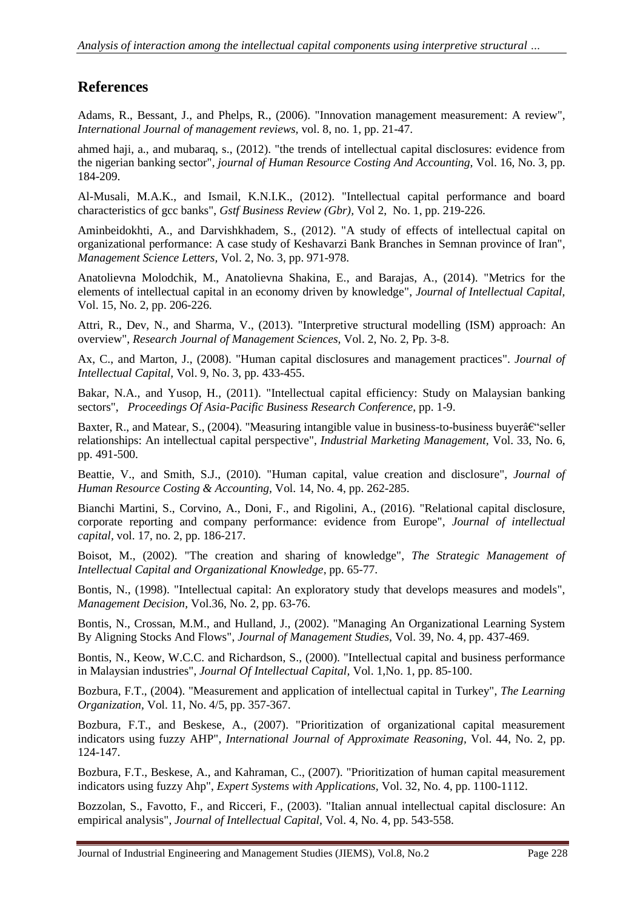## References

Adams, R., Bessant, J., and Phelps, R., (2006). "Innovation management measurement: A review", *International Journal of management reviews*, vol. 8, no. 1, pp. 21-47.

ahmed haji, a., and mubaraq, s., (2012). "the trends of intellectual capital disclosures: evidence from the nigerian banking sector", *journal of Human Resource Costing And Accounting*, Vol. 16, No. 3, pp. 184-209.

Al-Musali, M.A.K., and Ismail, K.N.I.K., (2012). "Intellectual capital performance and board characteristics of gcc banks", *Gstf Business Review (Gbr)*, Vol 2, No. 1, pp. 219-226.

Aminbeidokhti, A., and Darvishkhadem, S., (2012). "A study of effects of intellectual capital on organizational performance: A case study of Keshavarzi Bank Branches in Semnan province of Iran", *Management Science Letters*, Vol. 2, No. 3, pp. 971-978.

Anatolievna Molodchik, M., Anatolievna Shakina, E., and Barajas, A., (2014). "Metrics for the elements of intellectual capital in an economy driven by knowledge", *Journal of Intellectual Capital*, Vol. 15, No. 2, pp. 206-226.

Attri, R., Dev, N., and Sharma, V., (2013). "Interpretive structural modelling (ISM) approach: An overview", *Research Journal of Management Sciences*, Vol. 2, No. 2, Pp. 3-8.

Ax, C., and Marton, J., (2008). "Human capital disclosures and management practices". *Journal of Intellectual Capital*, Vol. 9, No. 3, pp. 433-455.

Bakar, N.A., and Yusop, H., (2011). "Intellectual capital efficiency: Study on Malaysian banking sectors", *Proceedings Of Asia-Pacific Business Research Conference*, pp. 1-9.

Baxter, R., and Matear, S., (2004). "Measuring intangible value in business-to-business buyerâ€"seller relationships: An intellectual capital perspective", *Industrial Marketing Management*, Vol. 33, No. 6, pp. 491-500.

Beattie, V., and Smith, S.J., (2010). "Human capital, value creation and disclosure", *Journal of Human Resource Costing & Accounting*, Vol. 14, No. 4, pp. 262-285.

Bianchi Martini, S., Corvino, A., Doni, F., and Rigolini, A., (2016). "Relational capital disclosure, corporate reporting and company performance: evidence from Europe", *Journal of intellectual capital*, vol. 17, no. 2, pp. 186-217.

Boisot, M., (2002). "The creation and sharing of knowledge", *The Strategic Management of Intellectual Capital and Organizational Knowledge*, pp. 65-77.

Bontis, N., (1998). "Intellectual capital: An exploratory study that develops measures and models", *Management Decision*, Vol.36, No. 2, pp. 63-76.

Bontis, N., Crossan, M.M., and Hulland, J., (2002). "Managing An Organizational Learning System By Aligning Stocks And Flows", *Journal of Management Studies*, Vol. 39, No. 4, pp. 437-469.

Bontis, N., Keow, W.C.C. and Richardson, S., (2000). "Intellectual capital and business performance in Malaysian industries", *Journal Of Intellectual Capital*, Vol. 1,No. 1, pp. 85-100.

Bozbura, F.T., (2004). "Measurement and application of intellectual capital in Turkey", *The Learning Organization*, Vol. 11, No. 4/5, pp. 357-367.

Bozbura, F.T., and Beskese, A., (2007). "Prioritization of organizational capital measurement indicators using fuzzy AHP", *International Journal of Approximate Reasoning*, Vol. 44, No. 2, pp. 124-147.

Bozbura, F.T., Beskese, A., and Kahraman, C., (2007). "Prioritization of human capital measurement indicators using fuzzy Ahp", *Expert Systems with Applications*, Vol. 32, No. 4, pp. 1100-1112.

Bozzolan, S., Favotto, F., and Ricceri, F., (2003). "Italian annual intellectual capital disclosure: An empirical analysis", *Journal of Intellectual Capital*, Vol. 4, No. 4, pp. 543-558.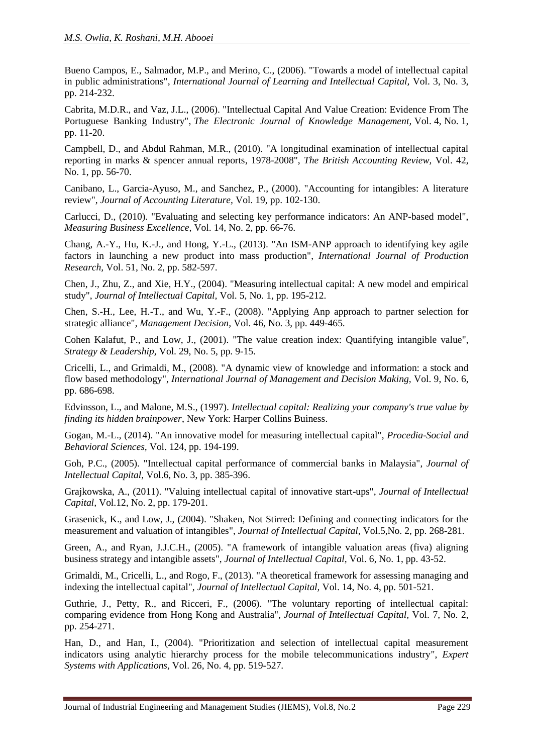Bueno Campos, E., Salmador, M.P., and Merino, C., (2006). "Towards a model of intellectual capital in public administrations", *International Journal of Learning and Intellectual Capital*, Vol. 3, No. 3, pp. 214-232.

Cabrita, M.D.R., and Vaz, J.L., (2006). "Intellectual Capital And Value Creation: Evidence From The Portuguese Banking Industry", *The Electronic Journal of Knowledge Management*, Vol. 4, No. 1, pp. 11-20.

Campbell, D., and Abdul Rahman, M.R., (2010). "A longitudinal examination of intellectual capital reporting in marks & spencer annual reports, 1978-2008", *The British Accounting Review*, Vol. 42, No. 1, pp. 56-70.

Canibano, L., Garcia-Ayuso, M., and Sanchez, P., (2000). "Accounting for intangibles: A literature review", *Journal of Accounting Literature*, Vol. 19, pp. 102-130.

Carlucci, D., (2010). "Evaluating and selecting key performance indicators: An ANP-based model", *Measuring Business Excellence*, Vol. 14, No. 2, pp. 66-76.

Chang, A.-Y., Hu, K.-J., and Hong, Y.-L., (2013). "An ISM-ANP approach to identifying key agile factors in launching a new product into mass production", *International Journal of Production Research*, Vol. 51, No. 2, pp. 582-597.

Chen, J., Zhu, Z., and Xie, H.Y., (2004). "Measuring intellectual capital: A new model and empirical study", *Journal of Intellectual Capital*, Vol. 5, No. 1, pp. 195-212.

Chen, S.-H., Lee, H.-T., and Wu, Y.-F., (2008). "Applying Anp approach to partner selection for strategic alliance", *Management Decision*, Vol. 46, No. 3, pp. 449-465.

Cohen Kalafut, P., and Low, J., (2001). "The value creation index: Quantifying intangible value", *Strategy & Leadership*, Vol. 29, No. 5, pp. 9-15.

Cricelli, L., and Grimaldi, M., (2008). "A dynamic view of knowledge and information: a stock and flow based methodology", *International Journal of Management and Decision Making*, Vol. 9, No. 6, pp. 686-698.

Edvinsson, L., and Malone, M.S., (1997). *Intellectual capital: Realizing your company's true value by finding its hidden brainpower*, New York: Harper Collins Buiness.

Gogan, M.-L., (2014). "An innovative model for measuring intellectual capital", *Procedia-Social and Behavioral Sciences*, Vol. 124, pp. 194-199.

Goh, P.C., (2005). "Intellectual capital performance of commercial banks in Malaysia", *Journal of Intellectual Capital*, Vol.6, No. 3, pp. 385-396.

Grajkowska, A., (2011). "Valuing intellectual capital of innovative start-ups", *Journal of Intellectual Capital*, Vol.12, No. 2, pp. 179-201.

Grasenick, K., and Low, J., (2004). "Shaken, Not Stirred: Defining and connecting indicators for the measurement and valuation of intangibles", *Journal of Intellectual Capital*, Vol.5,No. 2, pp. 268-281.

Green, A., and Ryan, J.J.C.H., (2005). "A framework of intangible valuation areas (fiva) aligning business strategy and intangible assets", *Journal of Intellectual Capital*, Vol. 6, No. 1, pp. 43-52.

Grimaldi, M., Cricelli, L., and Rogo, F., (2013). "A theoretical framework for assessing managing and indexing the intellectual capital", *Journal of Intellectual Capital*, Vol. 14, No. 4, pp. 501-521.

Guthrie, J., Petty, R., and Ricceri, F., (2006). "The voluntary reporting of intellectual capital: comparing evidence from Hong Kong and Australia", *Journal of Intellectual Capital*, Vol. 7, No. 2, pp. 254-271.

Han, D., and Han, I., (2004). "Prioritization and selection of intellectual capital measurement indicators using analytic hierarchy process for the mobile telecommunications industry", *Expert Systems with Applications*, Vol. 26, No. 4, pp. 519-527.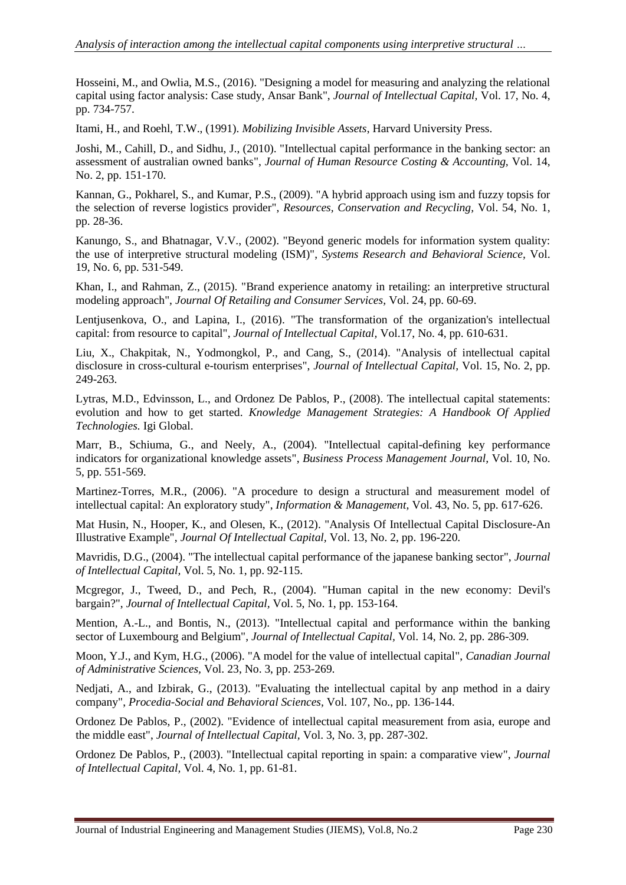Hosseini, M., and Owlia, M.S., (2016). "Designing a model for measuring and analyzing the relational capital using factor analysis: Case study, Ansar Bank", *Journal of Intellectual Capital*, Vol. 17, No. 4, pp. 734-757.

Itami, H., and Roehl, T.W., (1991). *Mobilizing Invisible Assets*, Harvard University Press.

Joshi, M., Cahill, D., and Sidhu, J., (2010). "Intellectual capital performance in the banking sector: an assessment of australian owned banks", *Journal of Human Resource Costing & Accounting*, Vol. 14, No. 2, pp. 151-170.

Kannan, G., Pokharel, S., and Kumar, P.S., (2009). "A hybrid approach using ism and fuzzy topsis for the selection of reverse logistics provider", *Resources, Conservation and Recycling*, Vol. 54, No. 1, pp. 28-36.

Kanungo, S., and Bhatnagar, V.V., (2002). "Beyond generic models for information system quality: the use of interpretive structural modeling (ISM)", *Systems Research and Behavioral Science*, Vol. 19, No. 6, pp. 531-549.

Khan, I., and Rahman, Z., (2015). "Brand experience anatomy in retailing: an interpretive structural modeling approach", *Journal Of Retailing and Consumer Services*, Vol. 24, pp. 60-69.

Lentjusenkova, O., and Lapina, I., (2016). "The transformation of the organization's intellectual capital: from resource to capital", *Journal of Intellectual Capital*, Vol.17, No. 4, pp. 610-631.

Liu, X., Chakpitak, N., Yodmongkol, P., and Cang, S., (2014). "Analysis of intellectual capital disclosure in cross-cultural e-tourism enterprises", *Journal of Intellectual Capital*, Vol. 15, No. 2, pp. 249-263.

Lytras, M.D., Edvinsson, L., and Ordonez De Pablos, P., (2008). The intellectual capital statements: evolution and how to get started. *Knowledge Management Strategies: A Handbook Of Applied Technologies.* Igi Global.

Marr, B., Schiuma, G., and Neely, A., (2004). "Intellectual capital-defining key performance indicators for organizational knowledge assets", *Business Process Management Journal*, Vol. 10, No. 5, pp. 551-569.

Martinez-Torres, M.R., (2006). "A procedure to design a structural and measurement model of intellectual capital: An exploratory study", *Information & Management*, Vol. 43, No. 5, pp. 617-626.

Mat Husin, N., Hooper, K., and Olesen, K., (2012). "Analysis Of Intellectual Capital Disclosure-An Illustrative Example", *Journal Of Intellectual Capital*, Vol. 13, No. 2, pp. 196-220.

Mavridis, D.G., (2004). "The intellectual capital performance of the japanese banking sector", *Journal of Intellectual Capital*, Vol. 5, No. 1, pp. 92-115.

Mcgregor, J., Tweed, D., and Pech, R., (2004). "Human capital in the new economy: Devil's bargain?", *Journal of Intellectual Capital*, Vol. 5, No. 1, pp. 153-164.

Mention, A.-L., and Bontis, N., (2013). "Intellectual capital and performance within the banking sector of Luxembourg and Belgium", *Journal of Intellectual Capital*, Vol. 14, No. 2, pp. 286-309.

Moon, Y.J., and Kym, H.G., (2006). "A model for the value of intellectual capital", *Canadian Journal of Administrative Sciences*, Vol. 23, No. 3, pp. 253-269.

Nedjati, A., and Izbirak, G., (2013). "Evaluating the intellectual capital by anp method in a dairy company", *Procedia-Social and Behavioral Sciences*, Vol. 107, No., pp. 136-144.

Ordonez De Pablos, P., (2002). "Evidence of intellectual capital measurement from asia, europe and the middle east", *Journal of Intellectual Capital*, Vol. 3, No. 3, pp. 287-302.

Ordonez De Pablos, P., (2003). "Intellectual capital reporting in spain: a comparative view", *Journal of Intellectual Capital*, Vol. 4, No. 1, pp. 61-81.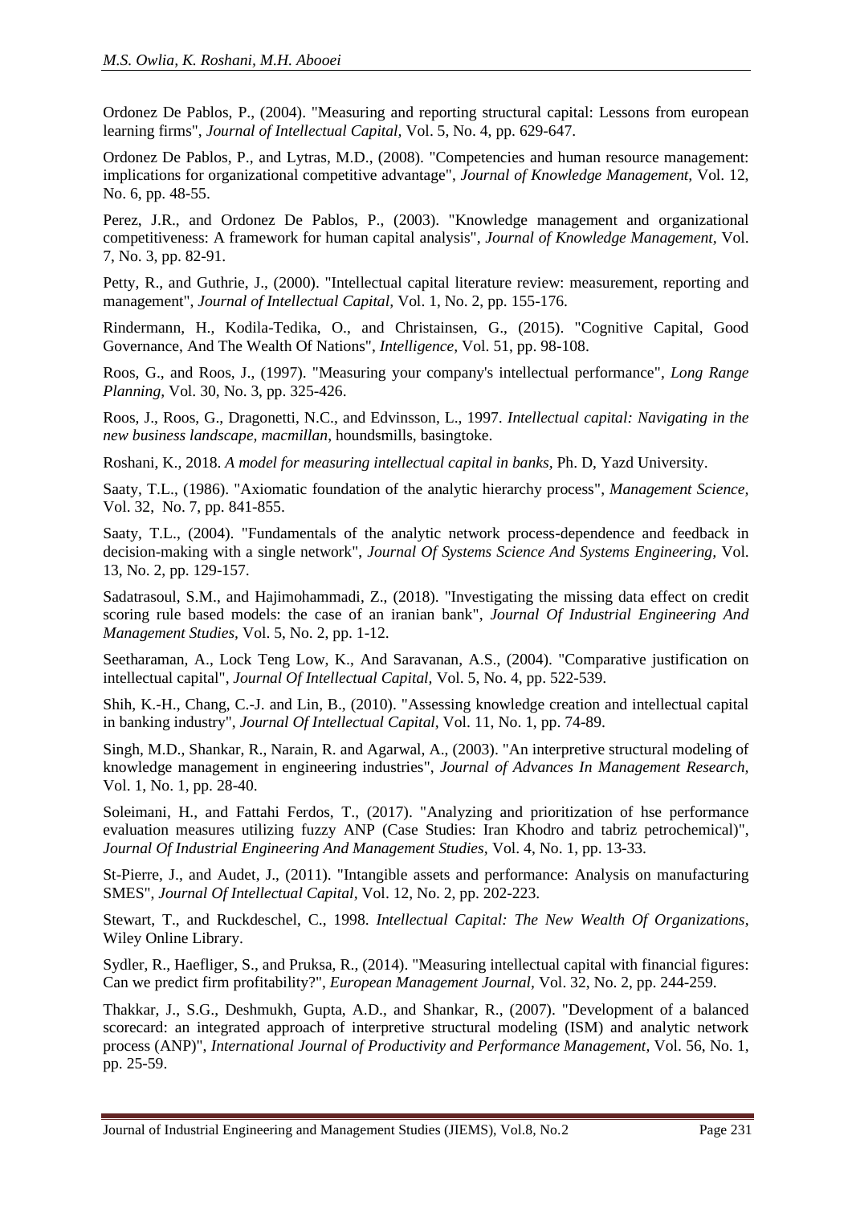Ordonez De Pablos, P., (2004). "Measuring and reporting structural capital: Lessons from european learning firms", *Journal of Intellectual Capital,* Vol. 5, No. 4, pp. 629-647.

Ordonez De Pablos, P., and Lytras, M.D., (2008). "Competencies and human resource management: implications for organizational competitive advantage", *Journal of Knowledge Management,* Vol. 12, No. 6, pp. 48-55.

Perez, J.R., and Ordonez De Pablos, P., (2003). "Knowledge management and organizational competitiveness: A framework for human capital analysis", *Journal of Knowledge Management,* Vol. 7, No. 3, pp. 82-91.

Petty, R., and Guthrie, J., (2000). "Intellectual capital literature review: measurement, reporting and management", *Journal of Intellectual Capital,* Vol. 1, No. 2, pp. 155-176.

Rindermann, H., Kodila-Tedika, O., and Christainsen, G., (2015). "Cognitive Capital, Good Governance, And The Wealth Of Nations", *Intelligence,* Vol. 51, pp. 98-108.

Roos, G., and Roos, J., (1997). "Measuring your company's intellectual performance", *Long Range Planning,* Vol. 30, No. 3, pp. 325-426.

Roos, J., Roos, G., Dragonetti, N.C., and Edvinsson, L., 1997. *Intellectual capital: Navigating in the new business landscape, macmillan*, houndsmills, basingtoke.

Roshani, K., 2018. *A model for measuring intellectual capital in banks,* Ph. D, Yazd University.

Saaty, T.L., (1986). "Axiomatic foundation of the analytic hierarchy process", *Management Science,* Vol. 32, No. 7, pp. 841-855.

Saaty, T.L., (2004). "Fundamentals of the analytic network process-dependence and feedback in decision-making with a single network", *Journal Of Systems Science And Systems Engineering,* Vol. 13, No. 2, pp. 129-157.

Sadatrasoul, S.M., and Hajimohammadi, Z., (2018). "Investigating the missing data effect on credit scoring rule based models: the case of an iranian bank", *Journal Of Industrial Engineering And Management Studies,* Vol. 5, No. 2, pp. 1-12.

Seetharaman, A., Lock Teng Low, K., And Saravanan, A.S., (2004). "Comparative justification on intellectual capital", *Journal Of Intellectual Capital,* Vol. 5, No. 4, pp. 522-539.

Shih, K.-H., Chang, C.-J. and Lin, B., (2010). "Assessing knowledge creation and intellectual capital in banking industry", *Journal Of Intellectual Capital,* Vol. 11, No. 1, pp. 74-89.

Singh, M.D., Shankar, R., Narain, R. and Agarwal, A., (2003). "An interpretive structural modeling of knowledge management in engineering industries", *Journal of Advances In Management Research,* Vol. 1, No. 1, pp. 28-40.

Soleimani, H., and Fattahi Ferdos, T., (2017). "Analyzing and prioritization of hse performance evaluation measures utilizing fuzzy ANP (Case Studies: Iran Khodro and tabriz petrochemical)", *Journal Of Industrial Engineering And Management Studies,* Vol. 4, No. 1, pp. 13-33.

St-Pierre, J., and Audet, J., (2011). "Intangible assets and performance: Analysis on manufacturing SMES", *Journal Of Intellectual Capital,* Vol. 12, No. 2, pp. 202-223.

Stewart, T., and Ruckdeschel, C., 1998. *Intellectual Capital: The New Wealth Of Organizations*, Wiley Online Library.

Sydler, R., Haefliger, S., and Pruksa, R., (2014). "Measuring intellectual capital with financial figures: Can we predict firm profitability?", *European Management Journal,* Vol. 32, No. 2, pp. 244-259.

Thakkar, J., S.G., Deshmukh, Gupta, A.D., and Shankar, R., (2007). "Development of a balanced scorecard: an integrated approach of interpretive structural modeling (ISM) and analytic network process (ANP)", *International Journal of Productivity and Performance Management,* Vol. 56, No. 1, pp. 25-59.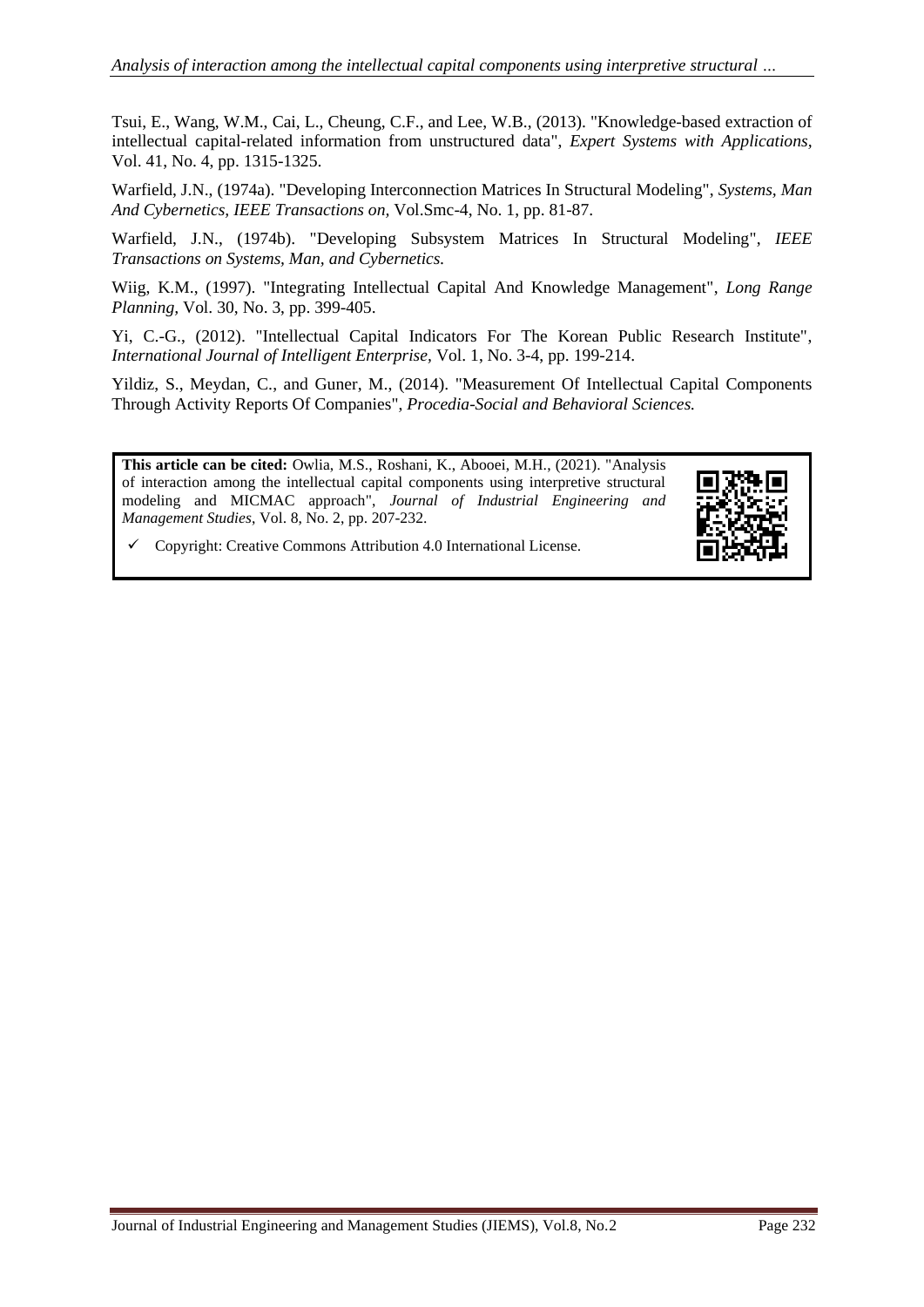Tsui, E., Wang, W.M., Cai, L., Cheung, C.F., and Lee, W.B., (2013). "Knowledge-based extraction of intellectual capital-related information from unstructured data", *Expert Systems with Applications*, Vol. 41, No. 4, pp. 1315-1325.

Warfield, J.N., (1974a). "Developing Interconnection Matrices In Structural Modeling", *Systems, Man And Cybernetics, IEEE Transactions on*, Vol.Smc-4, No. 1, pp. 81-87.

Warfield, J.N., (1974b). "Developing Subsystem Matrices In Structural Modeling", *IEEE Transactions on Systems, Man, and Cybernetics.*

Wiig, K.M., (1997). "Integrating Intellectual Capital And Knowledge Management", *Long Range Planning*, Vol. 30, No. 3, pp. 399-405.

Yi, C.-G., (2012). "Intellectual Capital Indicators For The Korean Public Research Institute", *International Journal of Intelligent Enterprise*, Vol. 1, No. 3-4, pp. 199-214.

Yildiz, S., Meydan, C., and Guner, M., (2014). "Measurement Of Intellectual Capital Components Through Activity Reports Of Companies", *Procedia-Social and Behavioral Sciences.*

**This article can be cited:** Owlia, M.S., Roshani, K., Abooei, M.H., (2021). "Analysis of interaction among the intellectual capital components using interpretive structural modeling and MICMAC approach", *Journal of Industrial Engineering and Management Studies*, Vol. 8, No. 2, pp. 207-232.

- ✓ Copyright: Creative Commons Attribution 4.0 International License.